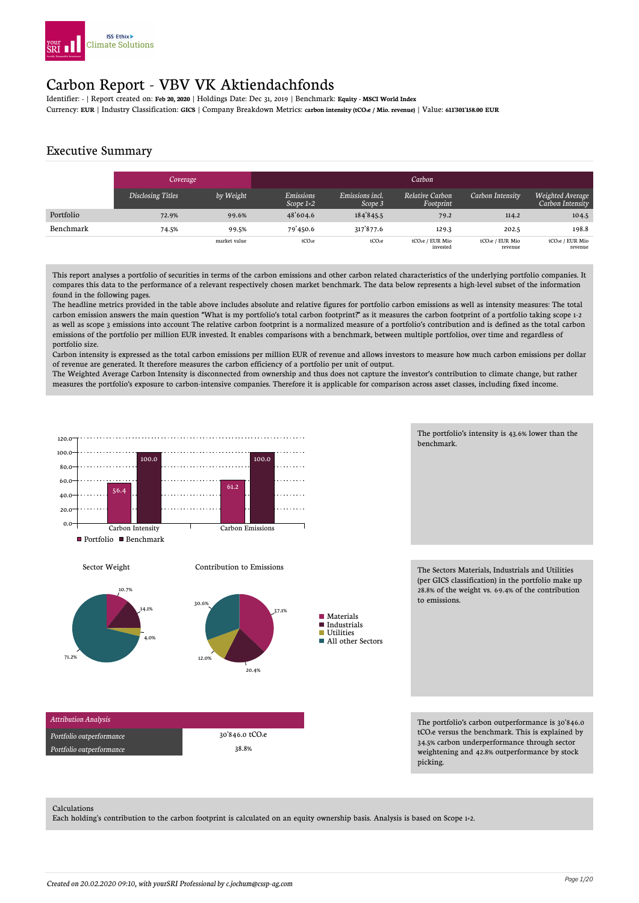# Carbon Report - VBV VK Aktiendachfonds

Identifier: - | Report created on: **Feb 20, 2020** | Holdings Date: Dec 31, 2019 | Benchmark: **Equity - MSCI World Index**

Currency: **EUR** | Industry Classification: **GICS** | Company Breakdown Metrics: **carbon intensity ($tCO_2e$ / Mio. revenue)** | Value: **611'301'158.00 EUR**

## Executive Summary

| | *Coverage* | | *Carbon* | | | | |
|---|---|---|---|---|---|---|---|
| | *Disclosing Titles* | *by Weight* | *Emissions Scope 1+2* | *Emissions incl. Scope 3* | *Relative Carbon Footprint* | *Carbon Intensity* | *Weighted Average Carbon Intensity* |
| Portfolio | 72.9% | 99.6% | 48'604.6 | 184'845.5 | 79.2 | 114.2 | 104.5 |
| Benchmark | 74.5% | 99.5% | 79'450.6 | 317'877.6 | 129.3 | 202.5 | 198.8 |
| | | market value | $tCO_2e$ | $tCO_2e$ | $tCO_2e$ / EUR Mio invested | $tCO_2e$ / EUR Mio revenue | $tCO_2e$ / EUR Mio revenue |

This report analyses a portfolio of securities in terms of the carbon emissions and other carbon related characteristics of the underlying portfolio companies. It compares this data to the performance of a relevant respectively chosen market benchmark. The data below represents a high-level subset of the information found in the following pages.

The headline metrics provided in the table above includes absolute and relative figures for portfolio carbon emissions as well as intensity measures: The total carbon emission answers the main question "What is my portfolio's total carbon footprint?" as it measures the carbon footprint of a portfolio taking scope 1-2 as well as scope 3 emissions into account The relative carbon footprint is a normalized measure of a portfolio's contribution and is defined as the total carbon emissions of the portfolio per million EUR invested. It enables comparisons with a benchmark, between multiple portfolios, over time and regardless of portfolio size.

Carbon intensity is expressed as the total carbon emissions per million EUR of revenue and allows investors to measure how much carbon emissions per dollar of revenue are generated. It therefore measures the carbon efficiency of a portfolio per unit of output.

The Weighted Average Carbon Intensity is disconnected from ownership and thus does not capture the investor's contribution to climate change, but rather measures the portfolio's exposure to carbon-intensive companies. Therefore it is applicable for comparison across asset classes, including fixed income.

| | Portfolio | Benchmark |
|---|---|---|
| Carbon Intensity | 56.4 | 100.0 |
| Carbon Emissions | 61.2 | 100.0 |

The portfolio's intensity is 43.6% lower than the benchmark.

| | Sector Weight | Contribution to Emissions |
|---|---|---|
| Materials | 10.7% | 37.1% |
| Industrials | 14.1% | 20.4% |
| Utilities | 4.0% | 12.0% |
| All other Sectors | 71.2% | 30.6% |

The Sectors Materials, Industrials and Utilities (per GICS classification) in the portfolio make up 28.8% of the weight vs. 69.4% of the contribution to emissions.

| *Attribution Analysis* | |
|---|---|
| *Portfolio outperformance* | 30'846.0 $tCO_2e$ |
| *Portfolio outperformance* | 38.8% |

The portfolio's carbon outperformance is 30'846.0 $tCO_2e$ versus the benchmark. This is explained by 34.5% carbon underperformance through sector weightening and 42.8% outperformance by stock picking.

Calculations

Each holding's contribution to the carbon footprint is calculated on an equity ownership basis. Analysis is based on Scope 1+2.

*Created on 20.02.2020 09:10, with yourSRI Professional by c.jochum@cssp-ag.com*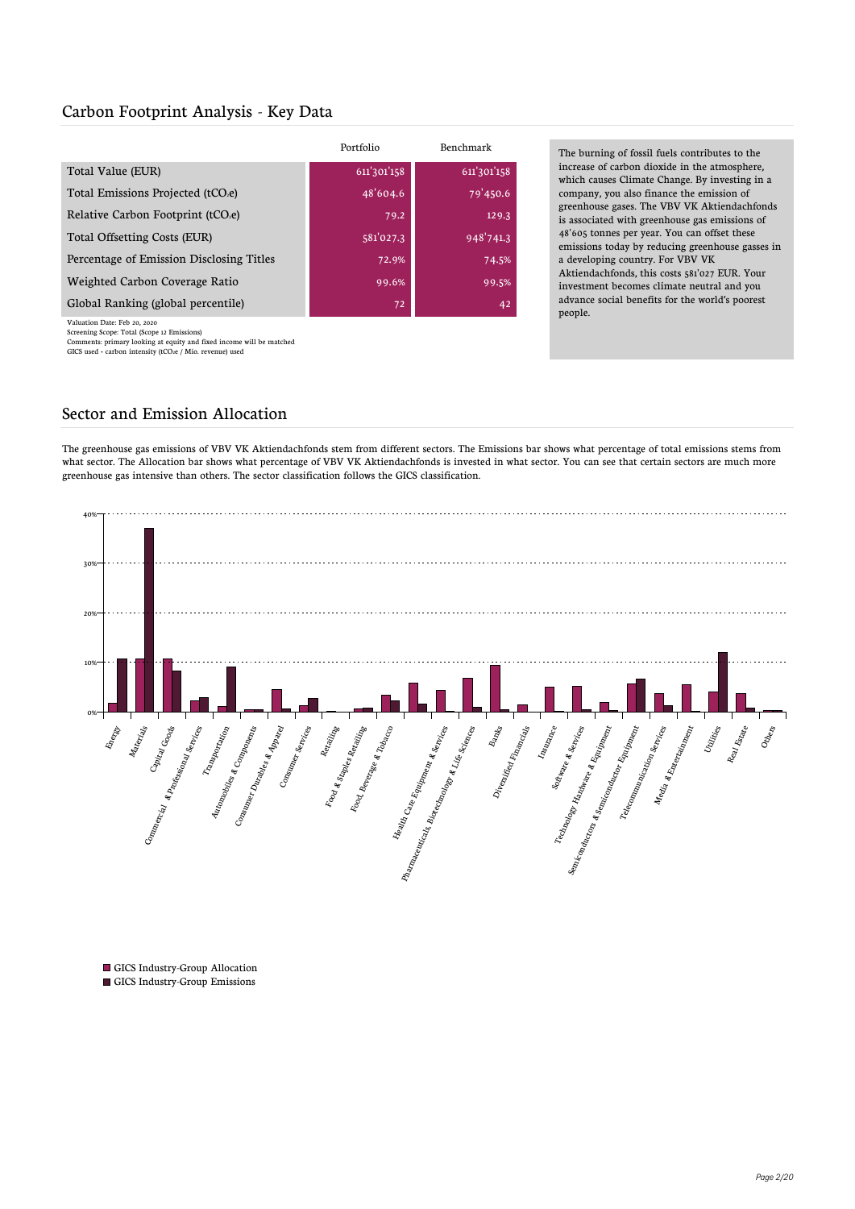## Carbon Footprint Analysis - Key Data

| | Portfolio | Benchmark |
|---|---|---|
| Total Value (EUR) | 611'301'158 | 611'301'158 |
| Total Emissions Projected ($tCO_2e$) | 48'604.6 | 79'450.6 |
| Relative Carbon Footprint ($tCO_2e$) | 79.2 | 129.3 |
| Total Offsetting Costs (EUR) | 581'027.3 | 948'741.3 |
| Percentage of Emission Disclosing Titles | 72.9% | 74.5% |
| Weighted Carbon Coverage Ratio | 99.6% | 99.5% |
| Global Ranking (global percentile) | 72 | 42 |

Valuation Date: Feb 20, 2020
Screening Scope: Total (Scope 12 Emissions)
Comments: primary looking at equity and fixed income will be matched
GICS used - carbon intensity ($tCO_2e$ / Mio. revenue) used

The burning of fossil fuels contributes to the increase of carbon dioxide in the atmosphere, which causes Climate Change. By investing in a company, you also finance the emission of greenhouse gases. The VBV VK Aktiendachfonds is associated with greenhouse gas emissions of 48'605 tonnes per year. You can offset these emissions today by reducing greenhouse gasses in a developing country. For VBV VK Aktiendachfonds, this costs 581'027 EUR. Your investment becomes climate neutral and you advance social benefits for the world's poorest people.

## Sector and Emission Allocation

The greenhouse gas emissions of VBV VK Aktiendachfonds stem from different sectors. The Emissions bar shows what percentage of total emissions stems from what sector. The Allocation bar shows what percentage of VBV VK Aktiendachfonds is invested in what sector. You can see that certain sectors are much more greenhouse gas intensive than others. The sector classification follows the GICS classification.

- GICS Industry-Group Allocation
- GICS Industry-Group Emissions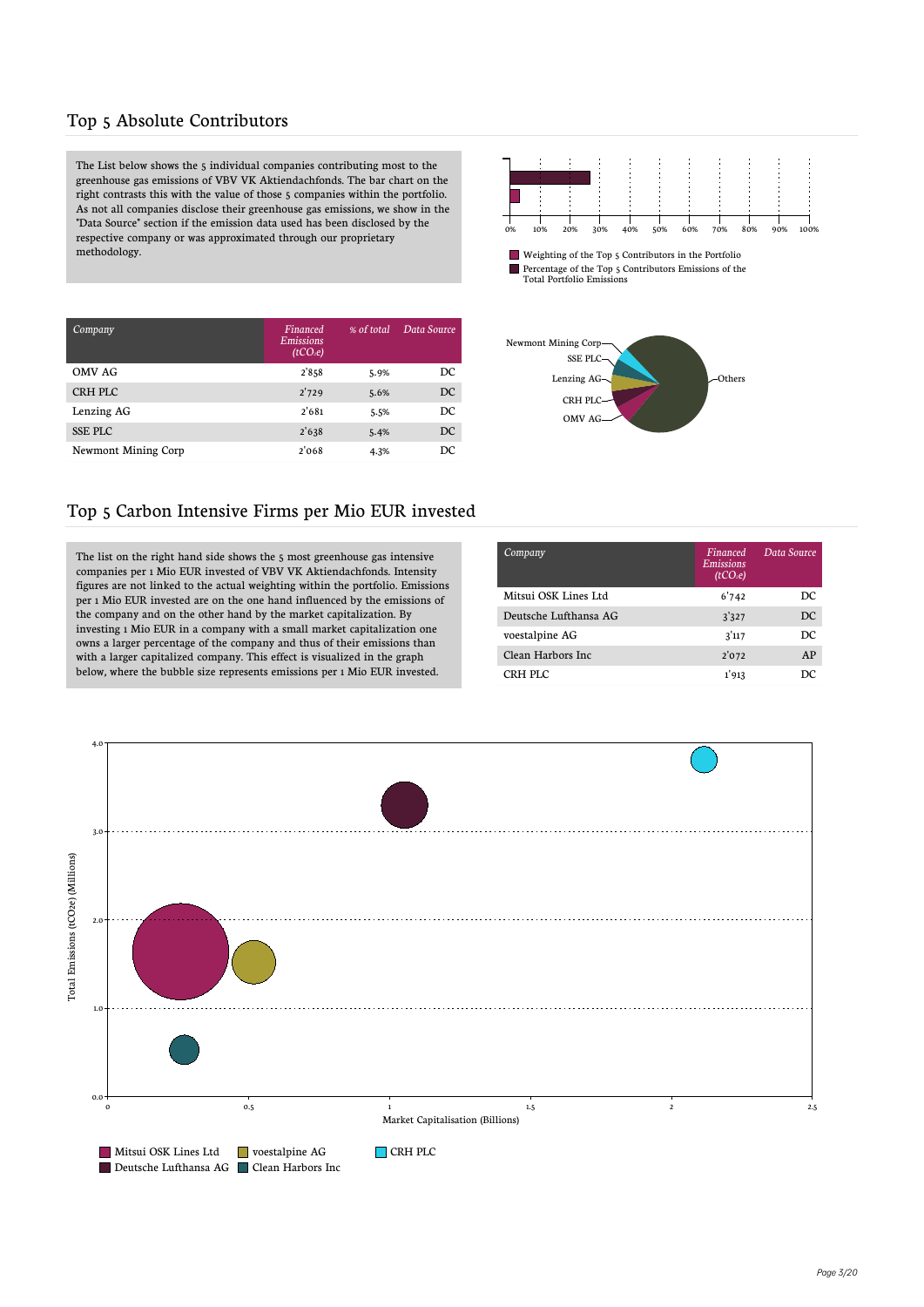## Top 5 Absolute Contributors

The List below shows the 5 individual companies contributing most to the greenhouse gas emissions of VBV VK Aktiendachfonds. The bar chart on the right contrasts this with the value of those 5 companies within the portfolio. As not all companies disclose their greenhouse gas emissions, we show in the "Data Source" section if the emission data used has been disclosed by the respective company or was approximated through our proprietary methodology.

- Weighting of the Top 5 Contributors in the Portfolio
- Percentage of the Top 5 Contributors Emissions of the Total Portfolio Emissions

| *Company* | *Financed Emissions ($tCO_2e$)* | *% of total* | *Data Source* |
|---|---|---|---|
| OMV AG | 2'858 | 5.9% | DC |
| CRH PLC | 2'729 | 5.6% | DC |
| Lenzing AG | 2'681 | 5.5% | DC |
| SSE PLC | 2'638 | 5.4% | DC |
| Newmont Mining Corp | 2'068 | 4.3% | DC |

## Top 5 Carbon Intensive Firms per Mio EUR invested

The list on the right hand side shows the 5 most greenhouse gas intensive companies per 1 Mio EUR invested of VBV VK Aktiendachfonds. Intensity figures are not linked to the actual weighting within the portfolio. Emissions per 1 Mio EUR invested are on the one hand influenced by the emissions of the company and on the other hand by the market capitalization. By investing 1 Mio EUR in a company with a small market capitalization one owns a larger percentage of the company and thus of their emissions than with a larger capitalized company. This effect is visualized in the graph below, where the bubble size represents emissions per 1 Mio EUR invested.

| *Company* | *Financed Emissions ($tCO_2e$)* | *Data Source* |
|---|---|---|
| Mitsui OSK Lines Ltd | 6'742 | DC |
| Deutsche Lufthansa AG | 3'327 | DC |
| voestalpine AG | 3'117 | DC |
| Clean Harbors Inc | 2'072 | AP |
| CRH PLC | 1'913 | DC |

- Mitsui OSK Lines Ltd
- Deutsche Lufthansa AG
- voestalpine AG
- Clean Harbors Inc
- CRH PLC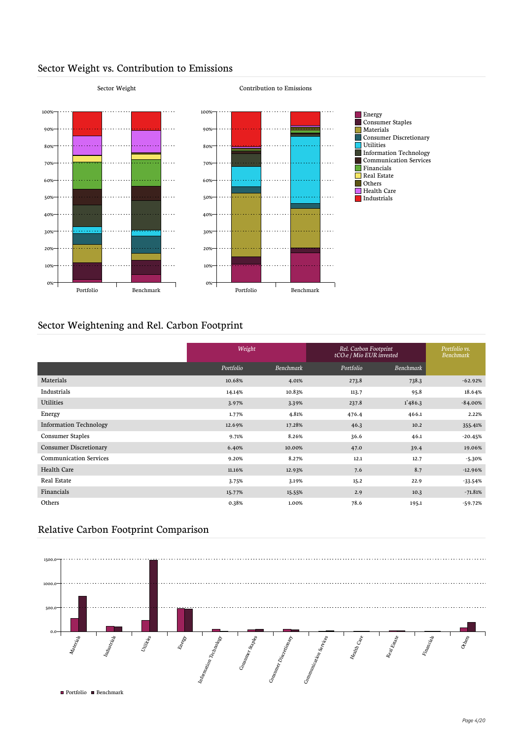## Sector Weight vs. Contribution to Emissions

Sector Weight

Contribution to Emissions

Energy
Consumer Staples
Materials
Consumer Discretionary
Utilities
Information Technology
Communication Services
Financials
Real Estate
Others
Health Care
Industrials

## Sector Weightening and Rel. Carbon Footprint

| | *Weight* | | *Rel. Carbon Footprint tCO₂e / Mio EUR invested* | | *Portfolio vs. Benchmark* |
|---|---|---|---|---|---|
| | *Portfolio* | *Benchmark* | *Portfolio* | *Benchmark* | |
| Materials | 10.68% | 4.01% | 273.8 | 738.3 | -62.92% |
| Industrials | 14.14% | 10.83% | 113.7 | 95.8 | 18.64% |
| Utilities | 3.97% | 3.39% | 237.8 | 1'486.3 | -84.00% |
| Energy | 1.77% | 4.81% | 476.4 | 466.1 | 2.22% |
| Information Technology | 12.69% | 17.28% | 46.3 | 10.2 | 355.41% |
| Consumer Staples | 9.71% | 8.26% | 36.6 | 46.1 | -20.45% |
| Consumer Discretionary | 6.40% | 10.00% | 47.0 | 39.4 | 19.06% |
| Communication Services | 9.20% | 8.27% | 12.1 | 12.7 | -5.30% |
| Health Care | 11.16% | 12.93% | 7.6 | 8.7 | -12.96% |
| Real Estate | 3.75% | 3.19% | 15.2 | 22.9 | -33.54% |
| Financials | 15.77% | 15.55% | 2.9 | 10.3 | -71.81% |
| Others | 0.38% | 1.00% | 78.6 | 195.1 | -59.72% |

## Relative Carbon Footprint Comparison

Portfolio Benchmark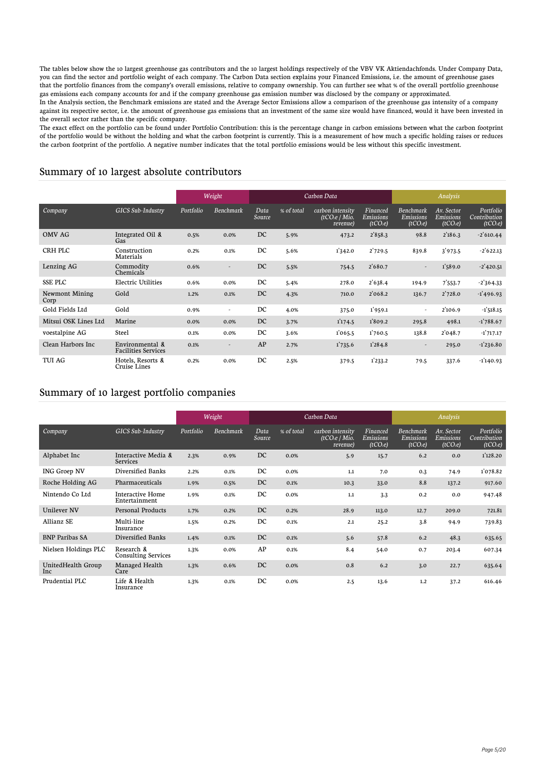The tables below show the 10 largest greenhouse gas contributors and the 10 largest holdings respectively of the VBV VK Aktiendachfonds. Under Company Data, you can find the sector and portfolio weight of each company. The Carbon Data section explains your Financed Emissions, i.e. the amount of greenhouse gases that the portfolio finances from the company's overall emissions, relative to company ownership. You can further see what % of the overall portfolio greenhouse gas emissions each company accounts for and if the company greenhouse gas emission number was disclosed by the company or approximated.

In the Analysis section, the Benchmark emissions are stated and the Average Sector Emissions allow a comparison of the greenhouse gas intensity of a company against its respective sector, i.e. the amount of greenhouse gas emissions that an investment of the same size would have financed, would it have been invested in the overall sector rather than the specific company.

The exact effect on the portfolio can be found under Portfolio Contribution: this is the percentage change in carbon emissions between what the carbon footprint of the portfolio would be without the holding and what the carbon footprint is currently. This is a measurement of how much a specific holding raises or reduces the carbon footprint of the portfolio. A negative number indicates that the total portfolio emissions would be less without this specific investment.

## Summary of 10 largest absolute contributors

| | | Weight | | Carbon Data | | | | Analysis | | |
|---|---|---|---|---|---|---|---|---|---|---|
| Company | GICS Sub-Industry | Portfolio | Benchmark | Data Source | % of total | carbon intensity ($tCO_2e$ / Mio. revenue) | Financed Emissions ($tCO_2e$) | Benchmark Emissions ($tCO_2e$) | Av. Sector Emissions ($tCO_2e$) | Portfolio Contribution ($tCO_2e$) |
| OMV AG | Integrated Oil & Gas | 0.5% | 0.0% | DC | 5.9% | 473.2 | 2'858.3 | 98.8 | 2'186.3 | -2'610.44 |
| CRH PLC | Construction Materials | 0.2% | 0.1% | DC | 5.6% | 1'342.0 | 2'729.5 | 839.8 | 3'973.5 | -2'622.13 |
| Lenzing AG | Commodity Chemicals | 0.6% | - | DC | 5.5% | 754.5 | 2'680.7 | - | 1'589.0 | -2'420.51 |
| SSE PLC | Electric Utilities | 0.6% | 0.0% | DC | 5.4% | 278.0 | 2'638.4 | 194.9 | 7'553.7 | -2'364.33 |
| Newmont Mining Corp | Gold | 1.2% | 0.1% | DC | 4.3% | 710.0 | 2'068.2 | 136.7 | 2'728.0 | -1'496.93 |
| Gold Fields Ltd | Gold | 0.9% | - | DC | 4.0% | 375.0 | 1'959.1 | - | 2'106.9 | -1'518.15 |
| Mitsui OSK Lines Ltd | Marine | 0.0% | 0.0% | DC | 3.7% | 1'174.5 | 1'809.2 | 295.8 | 498.1 | -1'788.67 |
| voestalpine AG | Steel | 0.1% | 0.0% | DC | 3.6% | 1'065.5 | 1'760.5 | 138.8 | 2'048.7 | -1'717.17 |
| Clean Harbors Inc | Environmental & Facilities Services | 0.1% | - | AP | 2.7% | 1'735.6 | 1'284.8 | - | 295.0 | -1'236.80 |
| TUI AG | Hotels, Resorts & Cruise Lines | 0.2% | 0.0% | DC | 2.5% | 379.5 | 1'233.2 | 79.5 | 337.6 | -1'140.93 |

## Summary of 10 largest portfolio companies

| | | Weight | | Carbon Data | | | | Analysis | | |
|---|---|---|---|---|---|---|---|---|---|---|
| Company | GICS Sub-Industry | Portfolio | Benchmark | Data Source | % of total | carbon intensity ($tCO_2e$ / Mio. revenue) | Financed Emissions ($tCO_2e$) | Benchmark Emissions ($tCO_2e$) | Av. Sector Emissions ($tCO_2e$) | Portfolio Contribution ($tCO_2e$) |
| Alphabet Inc | Interactive Media & Services | 2.3% | 0.9% | DC | 0.0% | 5.9 | 15.7 | 6.2 | 0.0 | 1'128.20 |
| ING Groep NV | Diversified Banks | 2.2% | 0.1% | DC | 0.0% | 1.1 | 7.0 | 0.3 | 74.9 | 1'078.82 |
| Roche Holding AG | Pharmaceuticals | 1.9% | 0.5% | DC | 0.1% | 10.3 | 33.0 | 8.8 | 137.2 | 917.60 |
| Nintendo Co Ltd | Interactive Home Entertainment | 1.9% | 0.1% | DC | 0.0% | 1.1 | 3.3 | 0.2 | 0.0 | 947.48 |
| Unilever NV | Personal Products | 1.7% | 0.2% | DC | 0.2% | 28.9 | 113.0 | 12.7 | 209.0 | 721.81 |
| Allianz SE | Multi-line Insurance | 1.5% | 0.2% | DC | 0.1% | 2.1 | 25.2 | 3.8 | 94.9 | 739.83 |
| BNP Paribas SA | Diversified Banks | 1.4% | 0.1% | DC | 0.1% | 5.6 | 57.8 | 6.2 | 48.3 | 635.65 |
| Nielsen Holdings PLC | Research & Consulting Services | 1.3% | 0.0% | AP | 0.1% | 8.4 | 54.0 | 0.7 | 203.4 | 607.34 |
| UnitedHealth Group Inc | Managed Health Care | 1.3% | 0.6% | DC | 0.0% | 0.8 | 6.2 | 3.0 | 22.7 | 635.64 |
| Prudential PLC | Life & Health Insurance | 1.3% | 0.1% | DC | 0.0% | 2.5 | 13.6 | 1.2 | 37.2 | 616.46 |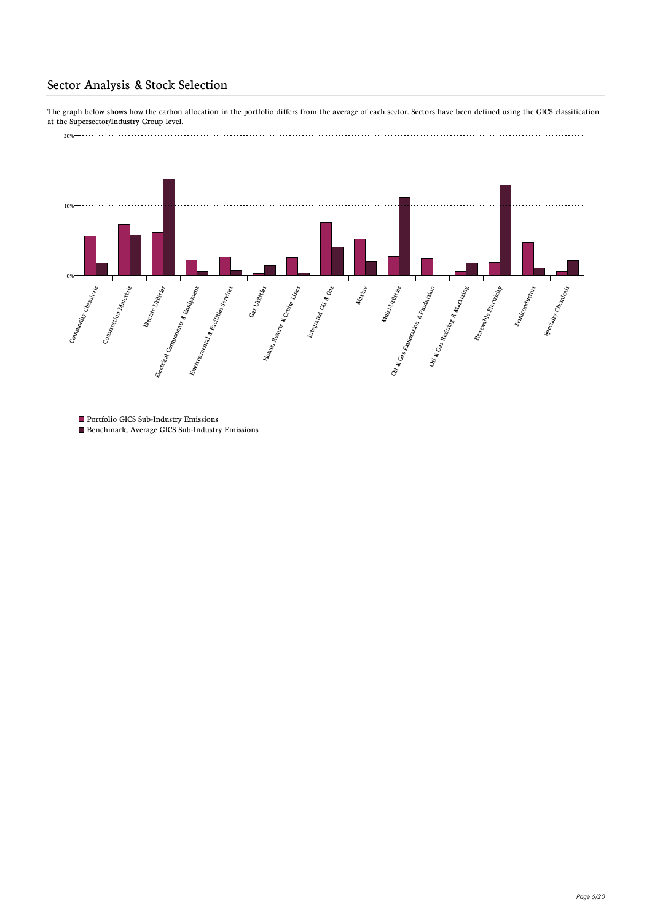## Sector Analysis & Stock Selection

The graph below shows how the carbon allocation in the portfolio differs from the average of each sector. Sectors have been defined using the GICS classification at the Supersector/Industry Group level.

20%

10%

0%

Commodity Chemicals
Construction Materials
Electric Utilities
Electrical Components & Equipment
Environmental & Facilities Services
Gas Utilities
Hotels, Resorts & Cruise Lines
Integrated Oil & Gas
Marine
Multi Utilities
Oil & Gas Exploration & Production
Oil & Gas Refining & Marketing
Renewable Electricity
Semiconductors
Specialty Chemicals

Portfolio GICS Sub-Industry Emissions
Benchmark, Average GICS Sub-Industry Emissions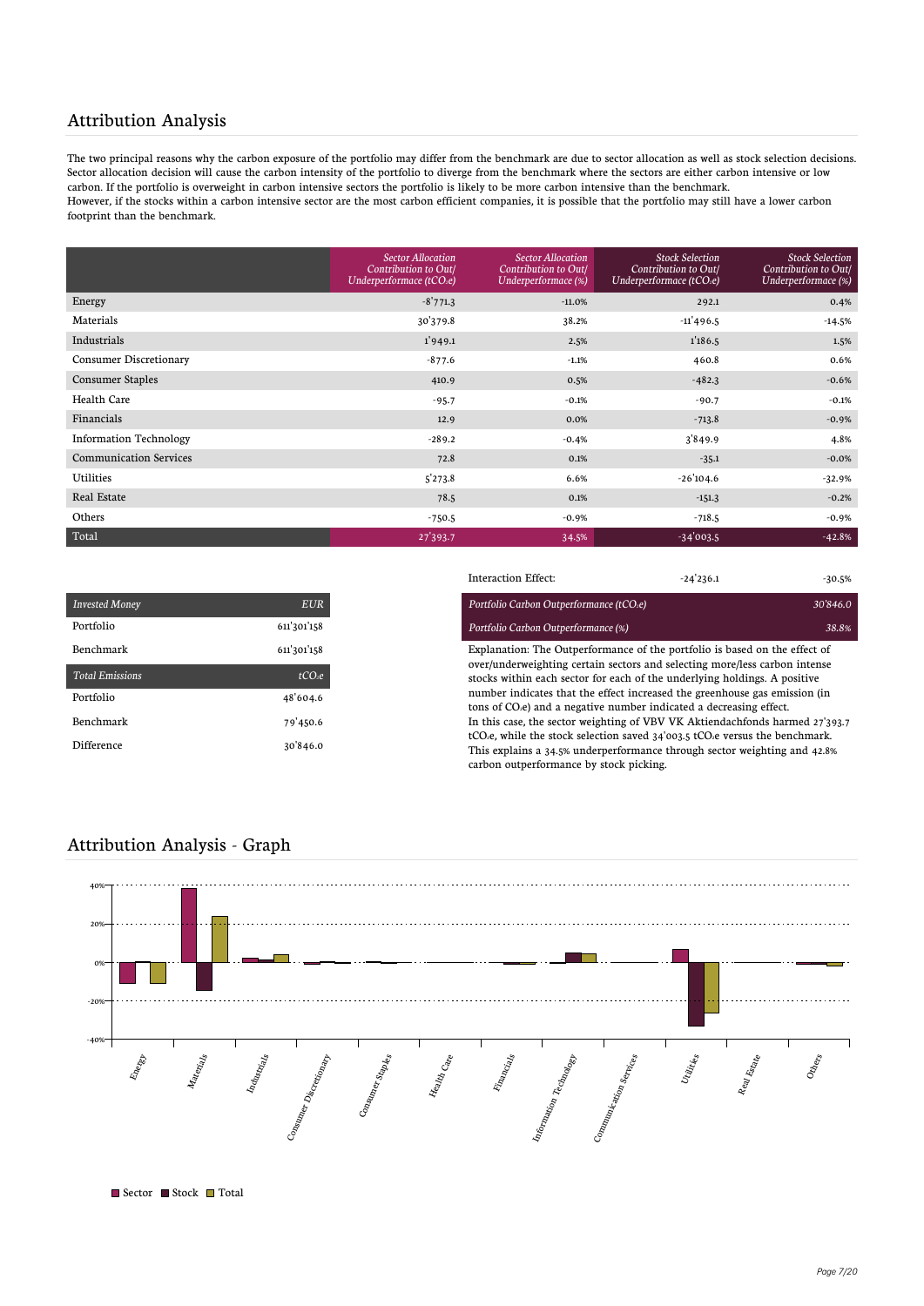## Attribution Analysis

The two principal reasons why the carbon exposure of the portfolio may differ from the benchmark are due to sector allocation as well as stock selection decisions. Sector allocation decision will cause the carbon intensity of the portfolio to diverge from the benchmark where the sectors are either carbon intensive or low carbon. If the portfolio is overweight in carbon intensive sectors the portfolio is likely to be more carbon intensive than the benchmark.
However, if the stocks within a carbon intensive sector are the most carbon efficient companies, it is possible that the portfolio may still have a lower carbon footprint than the benchmark.

| | *Sector Allocation Contribution to Out/ Underperformace ($tCO_2e$)* | *Sector Allocation Contribution to Out/ Underperformace (%)* | *Stock Selection Contribution to Out/ Underperformace ($tCO_2e$)* | *Stock Selection Contribution to Out/ Underperformace (%)* |
|---|---|---|---|---|
| Energy | -8'771.3 | -11.0% | 292.1 | 0.4% |
| Materials | 30'379.8 | 38.2% | -11'496.5 | -14.5% |
| Industrials | 1'949.1 | 2.5% | 1'186.5 | 1.5% |
| Consumer Discretionary | -877.6 | -1.1% | 460.8 | 0.6% |
| Consumer Staples | 410.9 | 0.5% | -482.3 | -0.6% |
| Health Care | -95.7 | -0.1% | -90.7 | -0.1% |
| Financials | 12.9 | 0.0% | -713.8 | -0.9% |
| Information Technology | -289.2 | -0.4% | 3'849.9 | 4.8% |
| Communication Services | 72.8 | 0.1% | -35.1 | -0.0% |
| Utilities | 5'273.8 | 6.6% | -26'104.6 | -32.9% |
| Real Estate | 78.5 | 0.1% | -151.3 | -0.2% |
| Others | -750.5 | -0.9% | -718.5 | -0.9% |
| Total | 27'393.7 | 34.5% | -34'003.5 | -42.8% |

| *Invested Money* | *EUR* |
|---|---|
| Portfolio | 611'301'158 |
| Benchmark | 611'301'158 |
| *Total Emissions* | *$tCO_2e$* |
| Portfolio | 48'604.6 |
| Benchmark | 79'450.6 |
| Difference | 30'846.0 |

| Interaction Effect: | -24'236.1 | -30.5% |
|---|---|---|
| *Portfolio Carbon Outperformance ($tCO_2e$)* | | *30'846.0* |
| *Portfolio Carbon Outperformance (%)* | | *38.8%* |

Explanation: The Outperformance of the portfolio is based on the effect of over/underweighting certain sectors and selecting more/less carbon intense stocks within each sector for each of the underlying holdings. A positive number indicates that the effect increased the greenhouse gas emission (in tons of $CO_2e$) and a negative number indicated a decreasing effect.
In this case, the sector weighting of VBV VK Aktiendachfonds harmed 27'393.7 $tCO_2e$, while the stock selection saved 34'003.5 $tCO_2e$ versus the benchmark. This explains a 34.5% underperformance through sector weighting and 42.8% carbon outperformance by stock picking.

## Attribution Analysis - Graph

■ Sector ■ Stock ■ Total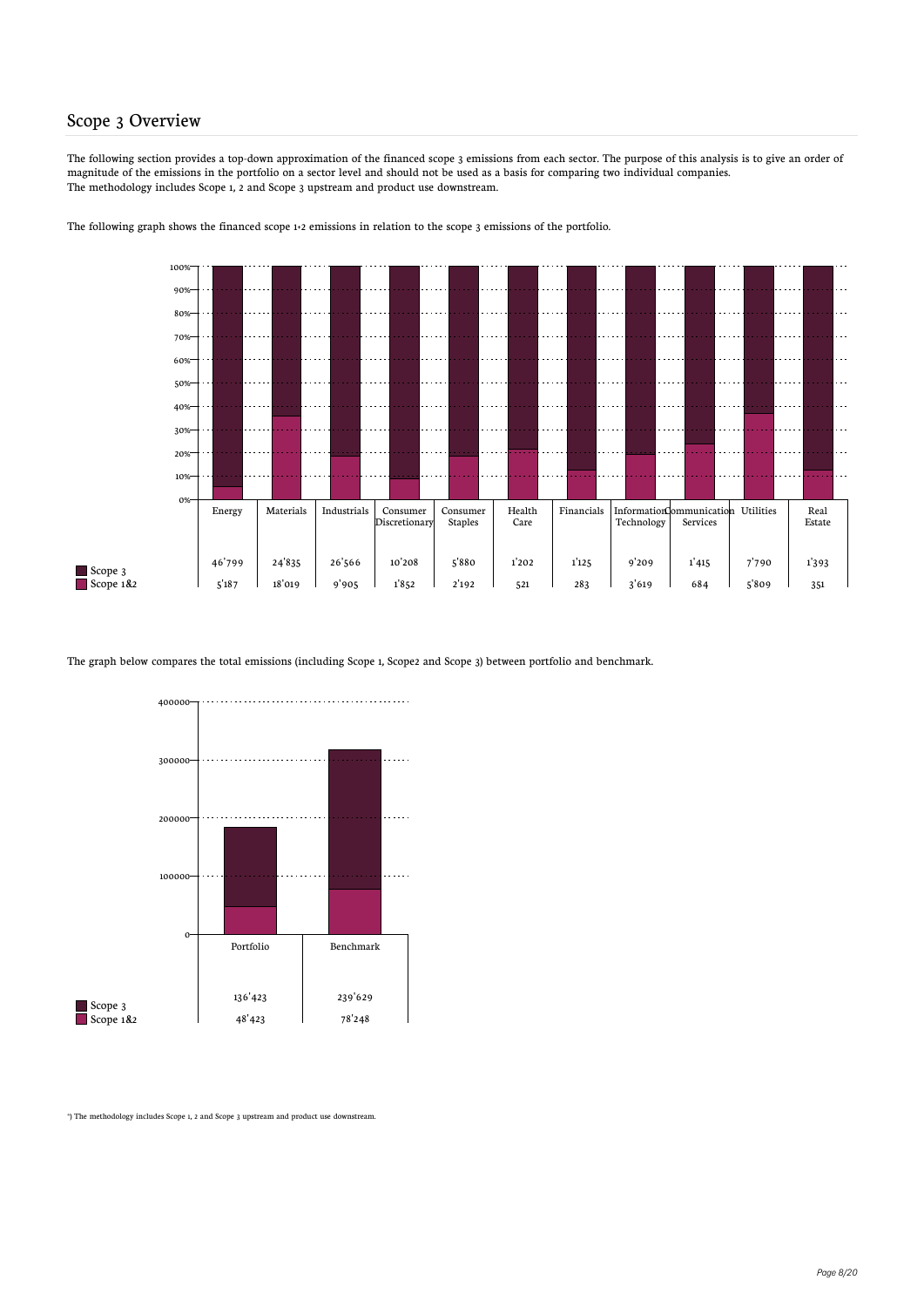# Scope 3 Overview

The following section provides a top-down approximation of the financed scope 3 emissions from each sector. The purpose of this analysis is to give an order of magnitude of the emissions in the portfolio on a sector level and should not be used as a basis for comparing two individual companies.
The methodology includes Scope 1, 2 and Scope 3 upstream and product use downstream.

The following graph shows the financed scope 1+2 emissions in relation to the scope 3 emissions of the portfolio.

| | Energy | Materials | Industrials | Consumer Discretionary | Consumer Staples | Health Care | Financials | Information Technology | Communication Services | Utilities | Real Estate |
|---|---|---|---|---|---|---|---|---|---|---|---|
| Scope 3 | 46'799 | 24'835 | 26'566 | 10'208 | 5'880 | 1'202 | 1'125 | 9'209 | 1'415 | 7'790 | 1'393 |
| Scope 1&2 | 5'187 | 18'019 | 9'905 | 1'852 | 2'192 | 521 | 283 | 3'619 | 684 | 5'809 | 351 |

The graph below compares the total emissions (including Scope 1, Scope2 and Scope 3) between portfolio and benchmark.

| | Portfolio | Benchmark |
|---|---|---|
| Scope 3 | 136'423 | 239'629 |
| Scope 1&2 | 48'423 | 78'248 |

*) The methodology includes Scope 1, 2 and Scope 3 upstream and product use downstream.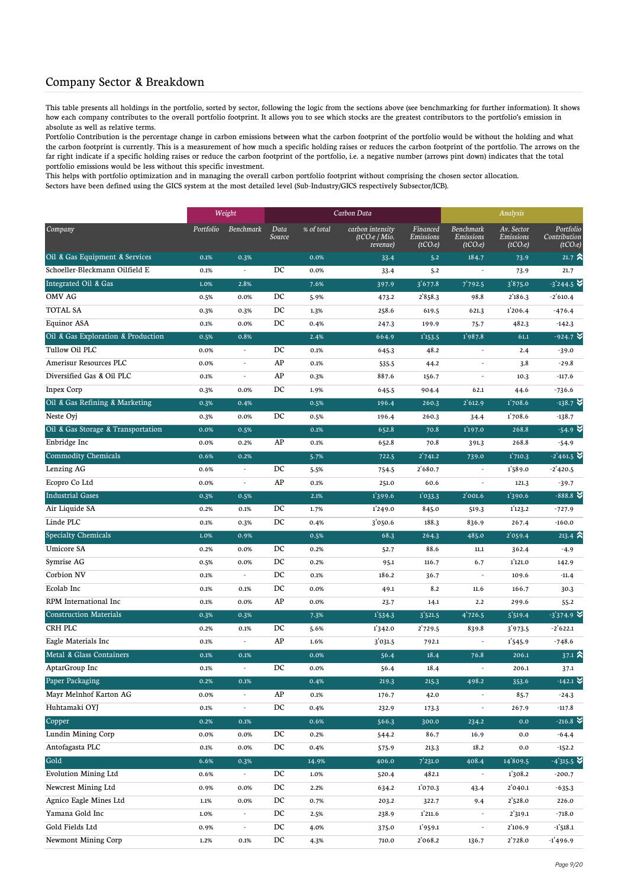## Company Sector & Breakdown

This table presents all holdings in the portfolio, sorted by sector, following the logic from the sections above (see benchmarking for further information). It shows how each company contributes to the overall portfolio footprint. It allows you to see which stocks are the greatest contributors to the portfolio's emission in absolute as well as relative terms.

Portfolio Contribution is the percentage change in carbon emissions between what the carbon footprint of the portfolio would be without the holding and what the carbon footprint is currently. This is a measurement of how much a specific holding raises or reduces the carbon footprint of the portfolio. The arrows on the far right indicate if a specific holding raises or reduce the carbon footprint of the portfolio, i.e. a negative number (arrows pint down) indicates that the total portfolio emissions would be less without this specific investment.

This helps with portfolio optimization and in managing the overall carbon portfolio footprint without comprising the chosen sector allocation.

Sectors have been defined using the GICS system at the most detailed level (Sub-Industry/GICS respectively Subsector/ICB).

| | Weight | | Carbon Data | | | | Analysis | | |
|---|---|---|---|---|---|---|---|---|---|
| Company | Portfolio | Benchmark | Data Source | % of total | carbon intensity ($tCO_2e$ / Mio. revenue) | Financed Emissions ($tCO_2e$) | Benchmark Emissions ($tCO_2e$) | Av. Sector Emissions ($tCO_2e$) | Portfolio Contribution ($tCO_2e$) |
| **Oil & Gas Equipment & Services** | 0.1% | 0.3% | | 0.0% | 33.4 | 5.2 | 184.7 | 73.9 | 21.7 ⮝ |
| Schoeller-Bleckmann Oilfield E | 0.1% | - | DC | 0.0% | 33.4 | 5.2 | - | 73.9 | 21.7 |
| **Integrated Oil & Gas** | 1.0% | 2.8% | | 7.6% | 397.9 | 3'677.8 | 7'792.5 | 3'875.0 | -3'244.5 ⮟ |
| OMV AG | 0.5% | 0.0% | DC | 5.9% | 473.2 | 2'858.3 | 98.8 | 2'186.3 | -2'610.4 |
| TOTAL SA | 0.3% | 0.3% | DC | 1.3% | 258.6 | 619.5 | 621.3 | 1'206.4 | -476.4 |
| Equinor ASA | 0.1% | 0.0% | DC | 0.4% | 247.3 | 199.9 | 75.7 | 482.3 | -142.3 |
| **Oil & Gas Exploration & Production** | 0.5% | 0.8% | | 2.4% | 664.9 | 1'153.5 | 1'987.8 | 61.1 | -924.7 ⮟ |
| Tullow Oil PLC | 0.0% | - | DC | 0.1% | 645.3 | 48.2 | - | 2.4 | -39.0 |
| Amerisur Resources PLC | 0.0% | - | AP | 0.1% | 535.5 | 44.2 | - | 3.8 | -29.8 |
| Diversified Gas & Oil PLC | 0.1% | - | AP | 0.3% | 887.6 | 156.7 | - | 10.3 | -117.6 |
| Inpex Corp | 0.3% | 0.0% | DC | 1.9% | 645.5 | 904.4 | 62.1 | 44.6 | -736.6 |
| **Oil & Gas Refining & Marketing** | 0.3% | 0.4% | | 0.5% | 196.4 | 260.3 | 2'612.9 | 1'708.6 | -138.7 ⮟ |
| Neste Oyj | 0.3% | 0.0% | DC | 0.5% | 196.4 | 260.3 | 34.4 | 1'708.6 | -138.7 |
| **Oil & Gas Storage & Transportation** | 0.0% | 0.5% | | 0.1% | 652.8 | 70.8 | 1'197.0 | 268.8 | -54.9 ⮟ |
| Enbridge Inc | 0.0% | 0.2% | AP | 0.1% | 652.8 | 70.8 | 391.3 | 268.8 | -54.9 |
| **Commodity Chemicals** | 0.6% | 0.2% | | 5.7% | 722.5 | 2'741.2 | 739.0 | 1'710.3 | -2'461.5 ⮟ |
| Lenzing AG | 0.6% | - | DC | 5.5% | 754.5 | 2'680.7 | - | 1'589.0 | -2'420.5 |
| Ecopro Co Ltd | 0.0% | - | AP | 0.1% | 251.0 | 60.6 | - | 121.3 | -39.7 |
| **Industrial Gases** | 0.3% | 0.5% | | 2.1% | 1'399.6 | 1'033.3 | 2'001.6 | 1'390.6 | -888.8 ⮟ |
| Air Liquide SA | 0.2% | 0.1% | DC | 1.7% | 1'249.0 | 845.0 | 519.3 | 1'123.2 | -727.9 |
| Linde PLC | 0.1% | 0.3% | DC | 0.4% | 3'050.6 | 188.3 | 836.9 | 267.4 | -160.0 |
| **Specialty Chemicals** | 1.0% | 0.9% | | 0.5% | 68.3 | 264.3 | 485.0 | 2'059.4 | 213.4 ⮝ |
| Umicore SA | 0.2% | 0.0% | DC | 0.2% | 52.7 | 88.6 | 11.1 | 362.4 | -4.9 |
| Symrise AG | 0.5% | 0.0% | DC | 0.2% | 95.1 | 116.7 | 6.7 | 1'121.0 | 142.9 |
| Corbion NV | 0.1% | - | DC | 0.1% | 186.2 | 36.7 | - | 109.6 | -11.4 |
| Ecolab Inc | 0.1% | 0.1% | DC | 0.0% | 49.1 | 8.2 | 11.6 | 166.7 | 30.3 |
| RPM International Inc | 0.1% | 0.0% | AP | 0.0% | 23.7 | 14.1 | 2.2 | 299.6 | 55.2 |
| **Construction Materials** | 0.3% | 0.3% | | 7.3% | 1'534.3 | 3'521.5 | 4'726.5 | 5'519.4 | -3'374.9 ⮟ |
| CRH PLC | 0.2% | 0.1% | DC | 5.6% | 1'342.0 | 2'729.5 | 839.8 | 3'973.5 | -2'622.1 |
| Eagle Materials Inc | 0.1% | - | AP | 1.6% | 3'031.5 | 792.1 | - | 1'545.9 | -748.6 |
| **Metal & Glass Containers** | 0.1% | 0.1% | | 0.0% | 56.4 | 18.4 | 76.8 | 206.1 | 37.1 ⮝ |
| AptarGroup Inc | 0.1% | - | DC | 0.0% | 56.4 | 18.4 | - | 206.1 | 37.1 |
| **Paper Packaging** | 0.2% | 0.1% | | 0.4% | 219.3 | 215.3 | 498.2 | 353.6 | -142.1 ⮟ |
| Mayr Melnhof Karton AG | 0.0% | - | AP | 0.1% | 176.7 | 42.0 | - | 85.7 | -24.3 |
| Huhtamaki OYJ | 0.1% | - | DC | 0.4% | 232.9 | 173.3 | - | 267.9 | -117.8 |
| **Copper** | 0.2% | 0.1% | | 0.6% | 566.3 | 300.0 | 234.2 | 0.0 | -216.8 ⮟ |
| Lundin Mining Corp | 0.0% | 0.0% | DC | 0.2% | 544.2 | 86.7 | 16.9 | 0.0 | -64.4 |
| Antofagasta PLC | 0.1% | 0.0% | DC | 0.4% | 575.9 | 213.3 | 18.2 | 0.0 | -152.2 |
| **Gold** | 6.6% | 0.3% | | 14.9% | 406.0 | 7'231.0 | 408.4 | 14'809.5 | -4'315.5 ⮟ |
| Evolution Mining Ltd | 0.6% | - | DC | 1.0% | 520.4 | 482.1 | - | 1'308.2 | -200.7 |
| Newcrest Mining Ltd | 0.9% | 0.0% | DC | 2.2% | 634.2 | 1'070.3 | 43.4 | 2'040.1 | -635.3 |
| Agnico Eagle Mines Ltd | 1.1% | 0.0% | DC | 0.7% | 203.2 | 322.7 | 9.4 | 2'528.0 | 226.0 |
| Yamana Gold Inc | 1.0% | - | DC | 2.5% | 238.9 | 1'211.6 | - | 2'319.1 | -718.0 |
| Gold Fields Ltd | 0.9% | - | DC | 4.0% | 375.0 | 1'959.1 | - | 2'106.9 | -1'518.1 |
| Newmont Mining Corp | 1.2% | 0.1% | DC | 4.3% | 710.0 | 2'068.2 | 136.7 | 2'728.0 | -1'496.9 |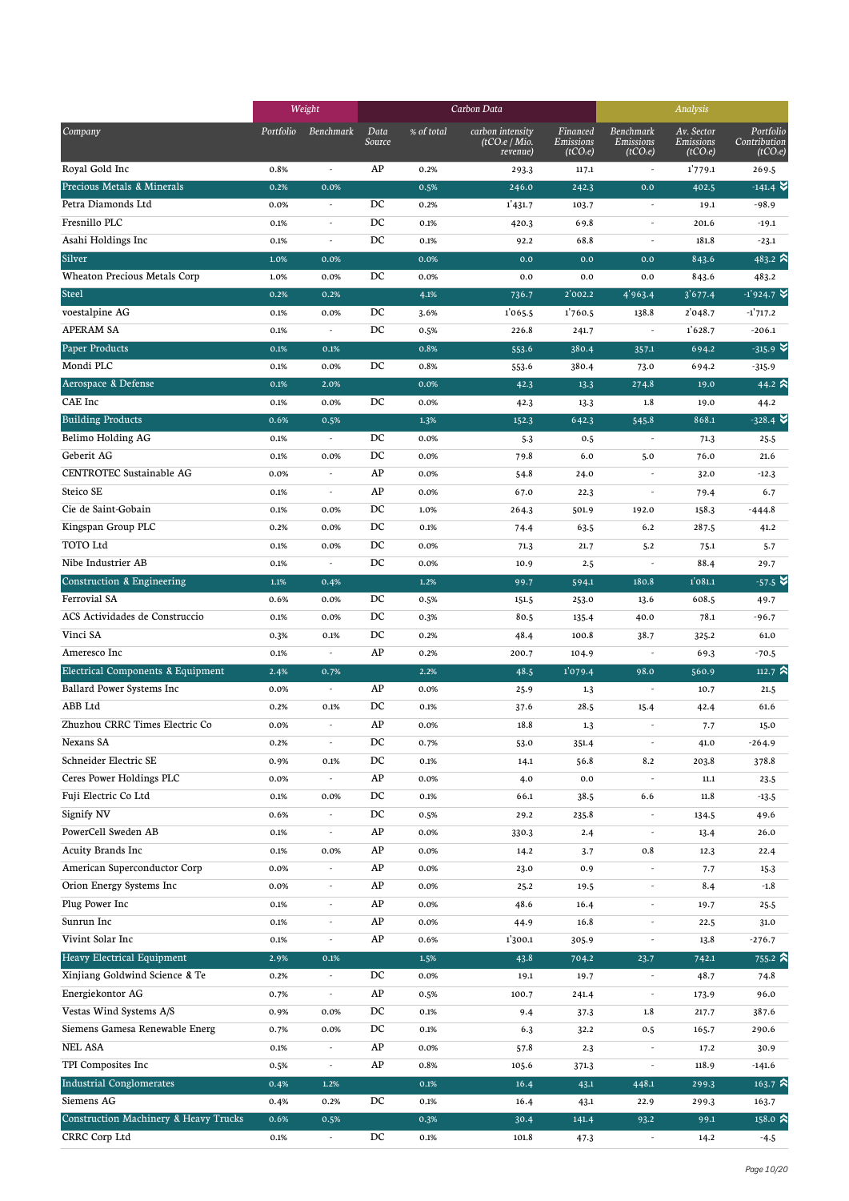| Company | Weight | | Carbon Data | | | | Analysis | | |
|---|---|---|---|---|---|---|---|---|---|
| | Portfolio | Benchmark | Data Source | % of total | carbon intensity (tCO₂e / Mio. revenue) | Financed Emissions (tCO₂e) | Benchmark Emissions (tCO₂e) | Av. Sector Emissions (tCO₂e) | Portfolio Contribution (tCO₂e) |
| Royal Gold Inc | 0.8% | - | AP | 0.2% | 293.3 | 117.1 | - | 1'779.1 | 269.5 |
| **Precious Metals & Minerals** | 0.2% | 0.0% | | 0.5% | 246.0 | 242.3 | 0.0 | 402.5 | -141.4 ⌄ |
| Petra Diamonds Ltd | 0.0% | - | DC | 0.2% | 1'431.7 | 103.7 | - | 19.1 | -98.9 |
| Fresnillo PLC | 0.1% | - | DC | 0.1% | 420.3 | 69.8 | - | 201.6 | -19.1 |
| Asahi Holdings Inc | 0.1% | - | DC | 0.1% | 92.2 | 68.8 | - | 181.8 | -23.1 |
| **Silver** | 1.0% | 0.0% | | 0.0% | 0.0 | 0.0 | 0.0 | 843.6 | 483.2 ⌃ |
| Wheaton Precious Metals Corp | 1.0% | 0.0% | DC | 0.0% | 0.0 | 0.0 | 0.0 | 843.6 | 483.2 |
| **Steel** | 0.2% | 0.2% | | 4.1% | 736.7 | 2'002.2 | 4'963.4 | 3'677.4 | -1'924.7 ⌄ |
| voestalpine AG | 0.1% | 0.0% | DC | 3.6% | 1'065.5 | 1'760.5 | 138.8 | 2'048.7 | -1'717.2 |
| APERAM SA | 0.1% | - | DC | 0.5% | 226.8 | 241.7 | - | 1'628.7 | -206.1 |
| **Paper Products** | 0.1% | 0.1% | | 0.8% | 553.6 | 380.4 | 357.1 | 694.2 | -315.9 ⌄ |
| Mondi PLC | 0.1% | 0.0% | DC | 0.8% | 553.6 | 380.4 | 73.0 | 694.2 | -315.9 |
| **Aerospace & Defense** | 0.1% | 2.0% | | 0.0% | 42.3 | 13.3 | 274.8 | 19.0 | 44.2 ⌃ |
| CAE Inc | 0.1% | 0.0% | DC | 0.0% | 42.3 | 13.3 | 1.8 | 19.0 | 44.2 |
| **Building Products** | 0.6% | 0.5% | | 1.3% | 152.3 | 642.3 | 545.8 | 868.1 | -328.4 ⌄ |
| Belimo Holding AG | 0.1% | - | DC | 0.0% | 5.3 | 0.5 | - | 71.3 | 25.5 |
| Geberit AG | 0.1% | 0.0% | DC | 0.0% | 79.8 | 6.0 | 5.0 | 76.0 | 21.6 |
| CENTROTEC Sustainable AG | 0.0% | - | AP | 0.0% | 54.8 | 24.0 | - | 32.0 | -12.3 |
| Steico SE | 0.1% | - | AP | 0.0% | 67.0 | 22.3 | - | 79.4 | 6.7 |
| Cie de Saint-Gobain | 0.1% | 0.0% | DC | 1.0% | 264.3 | 501.9 | 192.0 | 158.3 | -444.8 |
| Kingspan Group PLC | 0.2% | 0.0% | DC | 0.1% | 74.4 | 63.5 | 6.2 | 287.5 | 41.2 |
| TOTO Ltd | 0.1% | 0.0% | DC | 0.0% | 71.3 | 21.7 | 5.2 | 75.1 | 5.7 |
| Nibe Industrier AB | 0.1% | - | DC | 0.0% | 10.9 | 2.5 | - | 88.4 | 29.7 |
| **Construction & Engineering** | 1.1% | 0.4% | | 1.2% | 99.7 | 594.1 | 180.8 | 1'081.1 | -57.5 ⌄ |
| Ferrovial SA | 0.6% | 0.0% | DC | 0.5% | 151.5 | 253.0 | 13.6 | 608.5 | 49.7 |
| ACS Actividades de Construccio | 0.1% | 0.0% | DC | 0.3% | 80.5 | 135.4 | 40.0 | 78.1 | -96.7 |
| Vinci SA | 0.3% | 0.1% | DC | 0.2% | 48.4 | 100.8 | 38.7 | 325.2 | 61.0 |
| Ameresco Inc | 0.1% | - | AP | 0.2% | 200.7 | 104.9 | - | 69.3 | -70.5 |
| **Electrical Components & Equipment** | 2.4% | 0.7% | | 2.2% | 48.5 | 1'079.4 | 98.0 | 560.9 | 112.7 ⌃ |
| Ballard Power Systems Inc | 0.0% | - | AP | 0.0% | 25.9 | 1.3 | - | 10.7 | 21.5 |
| ABB Ltd | 0.2% | 0.1% | DC | 0.1% | 37.6 | 28.5 | 15.4 | 42.4 | 61.6 |
| Zhuzhou CRRC Times Electric Co | 0.0% | - | AP | 0.0% | 18.8 | 1.3 | - | 7.7 | 15.0 |
| Nexans SA | 0.2% | - | DC | 0.7% | 53.0 | 351.4 | - | 41.0 | -264.9 |
| Schneider Electric SE | 0.9% | 0.1% | DC | 0.1% | 14.1 | 56.8 | 8.2 | 203.8 | 378.8 |
| Ceres Power Holdings PLC | 0.0% | - | AP | 0.0% | 4.0 | 0.0 | - | 11.1 | 23.5 |
| Fuji Electric Co Ltd | 0.1% | 0.0% | DC | 0.1% | 66.1 | 38.5 | 6.6 | 11.8 | -13.5 |
| Signify NV | 0.6% | - | DC | 0.5% | 29.2 | 235.8 | - | 134.5 | 49.6 |
| PowerCell Sweden AB | 0.1% | - | AP | 0.0% | 330.3 | 2.4 | - | 13.4 | 26.0 |
| Acuity Brands Inc | 0.1% | 0.0% | AP | 0.0% | 14.2 | 3.7 | 0.8 | 12.3 | 22.4 |
| American Superconductor Corp | 0.0% | - | AP | 0.0% | 23.0 | 0.9 | - | 7.7 | 15.3 |
| Orion Energy Systems Inc | 0.0% | - | AP | 0.0% | 25.2 | 19.5 | - | 8.4 | -1.8 |
| Plug Power Inc | 0.1% | - | AP | 0.0% | 48.6 | 16.4 | - | 19.7 | 25.5 |
| Sunrun Inc | 0.1% | - | AP | 0.0% | 44.9 | 16.8 | - | 22.5 | 31.0 |
| Vivint Solar Inc | 0.1% | - | AP | 0.6% | 1'300.1 | 305.9 | - | 13.8 | -276.7 |
| **Heavy Electrical Equipment** | 2.9% | 0.1% | | 1.5% | 43.8 | 704.2 | 23.7 | 742.1 | 755.2 ⌃ |
| Xinjiang Goldwind Science & Te | 0.2% | - | DC | 0.0% | 19.1 | 19.7 | - | 48.7 | 74.8 |
| Energiekontor AG | 0.7% | - | AP | 0.5% | 100.7 | 241.4 | - | 173.9 | 96.0 |
| Vestas Wind Systems A/S | 0.9% | 0.0% | DC | 0.1% | 9.4 | 37.3 | 1.8 | 217.7 | 387.6 |
| Siemens Gamesa Renewable Energ | 0.7% | 0.0% | DC | 0.1% | 6.3 | 32.2 | 0.5 | 165.7 | 290.6 |
| NEL ASA | 0.1% | - | AP | 0.0% | 57.8 | 2.3 | - | 17.2 | 30.9 |
| TPI Composites Inc | 0.5% | - | AP | 0.8% | 105.6 | 371.3 | - | 118.9 | -141.6 |
| **Industrial Conglomerates** | 0.4% | 1.2% | | 0.1% | 16.4 | 43.1 | 448.1 | 299.3 | 163.7 ⌃ |
| Siemens AG | 0.4% | 0.2% | DC | 0.1% | 16.4 | 43.1 | 22.9 | 299.3 | 163.7 |
| **Construction Machinery & Heavy Trucks** | 0.6% | 0.5% | | 0.3% | 30.4 | 141.4 | 93.2 | 99.1 | 158.0 ⌃ |
| CRRC Corp Ltd | 0.1% | - | DC | 0.1% | 101.8 | 47.3 | - | 14.2 | -4.5 |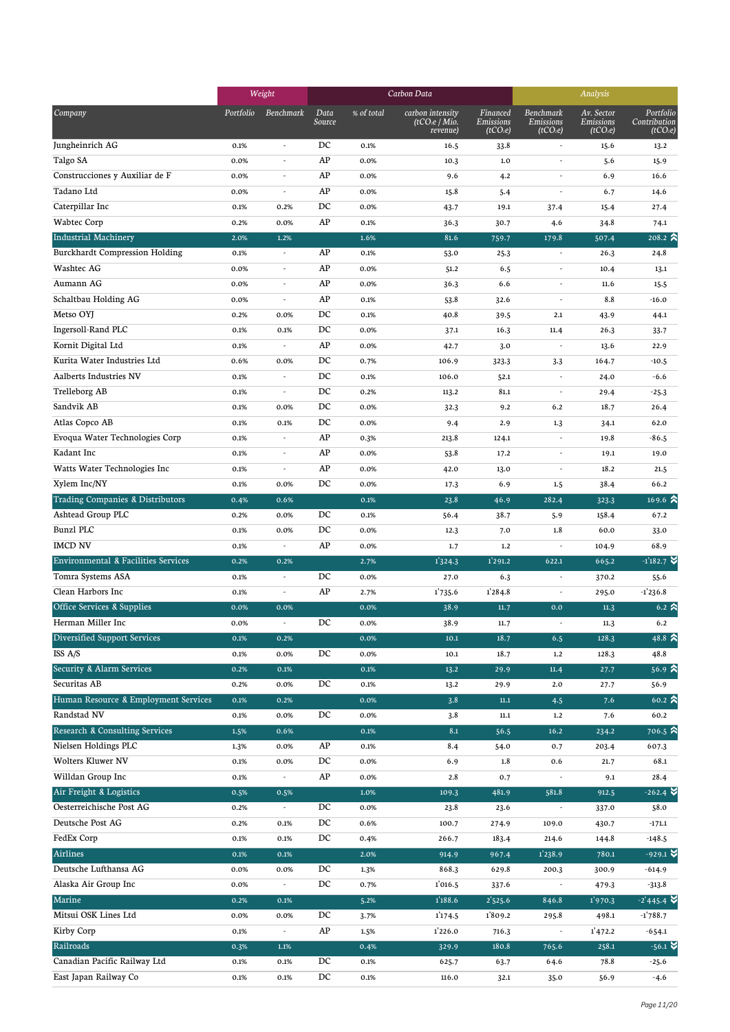| Company | Weight | | Carbon Data | | | | Analysis | | |
|---|---|---|---|---|---|---|---|---|---|
| | Portfolio | Benchmark | Data Source | % of total | carbon intensity (tCO₂e / Mio. revenue) | Financed Emissions (tCO₂e) | Benchmark Emissions (tCO₂e) | Av. Sector Emissions (tCO₂e) | Portfolio Contribution (tCO₂e) |
| Jungheinrich AG | 0.1% | - | DC | 0.1% | 16.5 | 33.8 | - | 15.6 | 13.2 |
| Talgo SA | 0.0% | - | AP | 0.0% | 10.3 | 1.0 | - | 5.6 | 15.9 |
| Construcciones y Auxiliar de F | 0.0% | - | AP | 0.0% | 9.6 | 4.2 | - | 6.9 | 16.6 |
| Tadano Ltd | 0.0% | - | AP | 0.0% | 15.8 | 5.4 | - | 6.7 | 14.6 |
| Caterpillar Inc | 0.1% | 0.2% | DC | 0.0% | 43.7 | 19.1 | 37.4 | 15.4 | 27.4 |
| Wabtec Corp | 0.2% | 0.0% | AP | 0.1% | 36.3 | 30.7 | 4.6 | 34.8 | 74.1 |
| **Industrial Machinery** | 2.0% | 1.2% | | 1.6% | 81.6 | 759.7 | 179.8 | 507.4 | 208.2 ⮝ |
| Burckhardt Compression Holding | 0.1% | - | AP | 0.1% | 53.0 | 25.3 | - | 26.3 | 24.8 |
| Washtec AG | 0.0% | - | AP | 0.0% | 51.2 | 6.5 | - | 10.4 | 13.1 |
| Aumann AG | 0.0% | - | AP | 0.0% | 36.3 | 6.6 | - | 11.6 | 15.5 |
| Schaltbau Holding AG | 0.0% | - | AP | 0.1% | 53.8 | 32.6 | - | 8.8 | -16.0 |
| Metso OYJ | 0.2% | 0.0% | DC | 0.1% | 40.8 | 39.5 | 2.1 | 43.9 | 44.1 |
| Ingersoll-Rand PLC | 0.1% | 0.1% | DC | 0.0% | 37.1 | 16.3 | 11.4 | 26.3 | 33.7 |
| Kornit Digital Ltd | 0.1% | - | AP | 0.0% | 42.7 | 3.0 | - | 13.6 | 22.9 |
| Kurita Water Industries Ltd | 0.6% | 0.0% | DC | 0.7% | 106.9 | 323.3 | 3.3 | 164.7 | -10.5 |
| Aalberts Industries NV | 0.1% | - | DC | 0.1% | 106.0 | 52.1 | - | 24.0 | -6.6 |
| Trelleborg AB | 0.1% | - | DC | 0.2% | 113.2 | 81.1 | - | 29.4 | -25.3 |
| Sandvik AB | 0.1% | 0.0% | DC | 0.0% | 32.3 | 9.2 | 6.2 | 18.7 | 26.4 |
| Atlas Copco AB | 0.1% | 0.1% | DC | 0.0% | 9.4 | 2.9 | 1.3 | 34.1 | 62.0 |
| Evoqua Water Technologies Corp | 0.1% | - | AP | 0.3% | 213.8 | 124.1 | - | 19.8 | -86.5 |
| Kadant Inc | 0.1% | - | AP | 0.0% | 53.8 | 17.2 | - | 19.1 | 19.0 |
| Watts Water Technologies Inc | 0.1% | - | AP | 0.0% | 42.0 | 13.0 | - | 18.2 | 21.5 |
| Xylem Inc/NY | 0.1% | 0.0% | DC | 0.0% | 17.3 | 6.9 | 1.5 | 38.4 | 66.2 |
| **Trading Companies & Distributors** | 0.4% | 0.6% | | 0.1% | 23.8 | 46.9 | 282.4 | 323.3 | 169.6 ⮝ |
| Ashtead Group PLC | 0.2% | 0.0% | DC | 0.1% | 56.4 | 38.7 | 5.9 | 158.4 | 67.2 |
| Bunzl PLC | 0.1% | 0.0% | DC | 0.0% | 12.3 | 7.0 | 1.8 | 60.0 | 33.0 |
| IMCD NV | 0.1% | - | AP | 0.0% | 1.7 | 1.2 | - | 104.9 | 68.9 |
| **Environmental & Facilities Services** | 0.2% | 0.2% | | 2.7% | 1'324.3 | 1'291.2 | 622.1 | 665.2 | -1'182.7 ⮟ |
| Tomra Systems ASA | 0.1% | - | DC | 0.0% | 27.0 | 6.3 | - | 370.2 | 55.6 |
| Clean Harbors Inc | 0.1% | - | AP | 2.7% | 1'735.6 | 1'284.8 | - | 295.0 | -1'236.8 |
| **Office Services & Supplies** | 0.0% | 0.0% | | 0.0% | 38.9 | 11.7 | 0.0 | 11.3 | 6.2 ⮝ |
| Herman Miller Inc | 0.0% | - | DC | 0.0% | 38.9 | 11.7 | - | 11.3 | 6.2 |
| **Diversified Support Services** | 0.1% | 0.2% | | 0.0% | 10.1 | 18.7 | 6.5 | 128.3 | 48.8 ⮝ |
| ISS A/S | 0.1% | 0.0% | DC | 0.0% | 10.1 | 18.7 | 1.2 | 128.3 | 48.8 |
| **Security & Alarm Services** | 0.2% | 0.1% | | 0.1% | 13.2 | 29.9 | 11.4 | 27.7 | 56.9 ⮝ |
| Securitas AB | 0.2% | 0.0% | DC | 0.1% | 13.2 | 29.9 | 2.0 | 27.7 | 56.9 |
| **Human Resource & Employment Services** | 0.1% | 0.2% | | 0.0% | 3.8 | 11.1 | 4.5 | 7.6 | 60.2 ⮝ |
| Randstad NV | 0.1% | 0.0% | DC | 0.0% | 3.8 | 11.1 | 1.2 | 7.6 | 60.2 |
| **Research & Consulting Services** | 1.5% | 0.6% | | 0.1% | 8.1 | 56.5 | 16.2 | 234.2 | 706.5 ⮝ |
| Nielsen Holdings PLC | 1.3% | 0.0% | AP | 0.1% | 8.4 | 54.0 | 0.7 | 203.4 | 607.3 |
| Wolters Kluwer NV | 0.1% | 0.0% | DC | 0.0% | 6.9 | 1.8 | 0.6 | 21.7 | 68.1 |
| Willdan Group Inc | 0.1% | - | AP | 0.0% | 2.8 | 0.7 | - | 9.1 | 28.4 |
| **Air Freight & Logistics** | 0.5% | 0.5% | | 1.0% | 109.3 | 481.9 | 581.8 | 912.5 | -262.4 ⮟ |
| Oesterreichische Post AG | 0.2% | - | DC | 0.0% | 23.8 | 23.6 | - | 337.0 | 58.0 |
| Deutsche Post AG | 0.2% | 0.1% | DC | 0.6% | 100.7 | 274.9 | 109.0 | 430.7 | -171.1 |
| FedEx Corp | 0.1% | 0.1% | DC | 0.4% | 266.7 | 183.4 | 214.6 | 144.8 | -148.5 |
| **Airlines** | 0.1% | 0.1% | | 2.0% | 914.9 | 967.4 | 1'238.9 | 780.1 | -929.1 ⮟ |
| Deutsche Lufthansa AG | 0.0% | 0.0% | DC | 1.3% | 868.3 | 629.8 | 200.3 | 300.9 | -614.9 |
| Alaska Air Group Inc | 0.0% | - | DC | 0.7% | 1'016.5 | 337.6 | - | 479.3 | -313.8 |
| **Marine** | 0.2% | 0.1% | | 5.2% | 1'188.6 | 2'525.6 | 846.8 | 1'970.3 | -2'445.4 ⮟ |
| Mitsui OSK Lines Ltd | 0.0% | 0.0% | DC | 3.7% | 1'174.5 | 1'809.2 | 295.8 | 498.1 | -1'788.7 |
| Kirby Corp | 0.1% | - | AP | 1.5% | 1'226.0 | 716.3 | - | 1'472.2 | -654.1 |
| **Railroads** | 0.3% | 1.1% | | 0.4% | 329.9 | 180.8 | 765.6 | 258.1 | -56.1 ⮟ |
| Canadian Pacific Railway Ltd | 0.1% | 0.1% | DC | 0.1% | 625.7 | 63.7 | 64.6 | 78.8 | -25.6 |
| East Japan Railway Co | 0.1% | 0.1% | DC | 0.1% | 116.0 | 32.1 | 35.0 | 56.9 | -4.6 |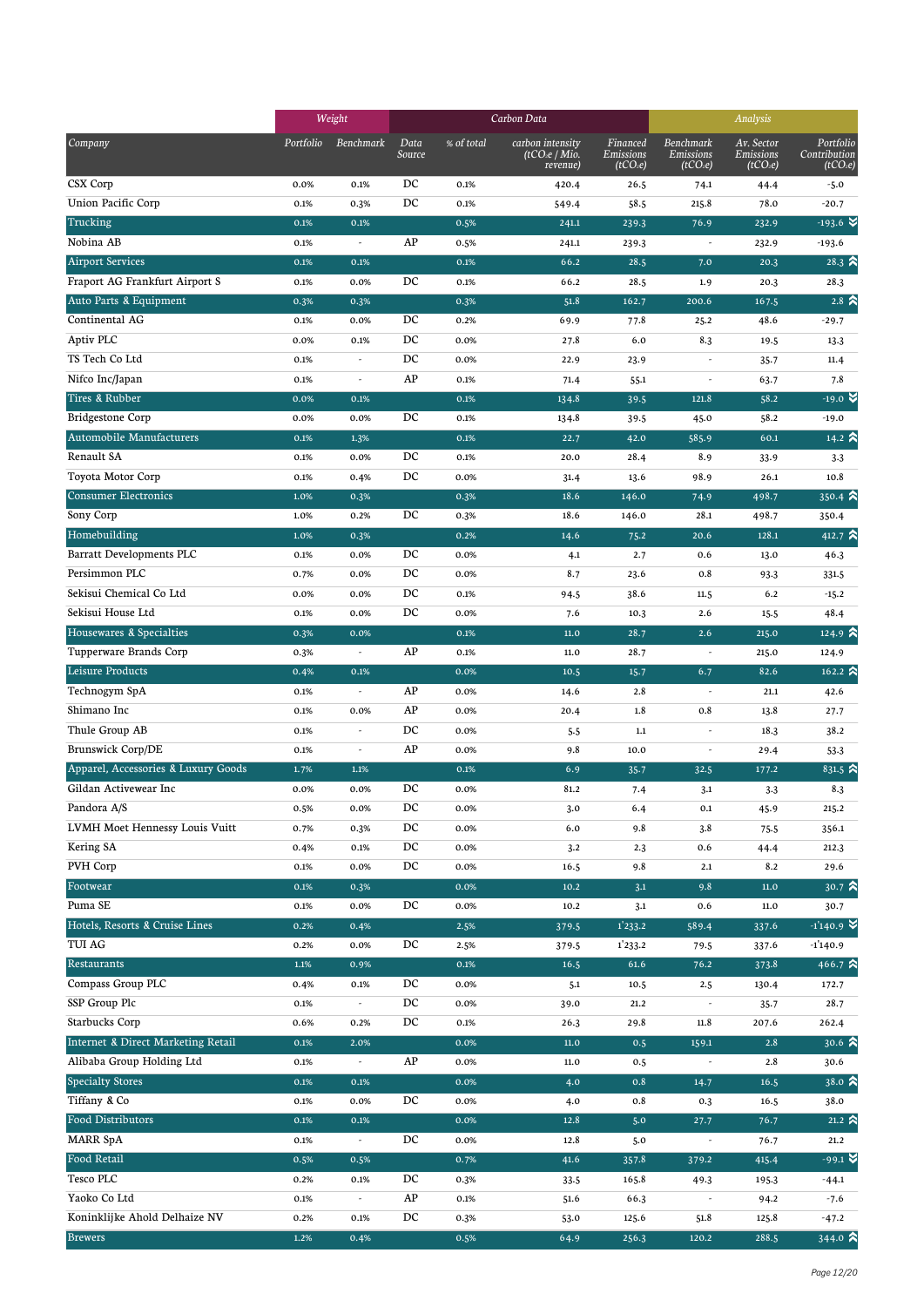| Company | Weight | | Carbon Data | | | | Analysis | | |
|---|---|---|---|---|---|---|---|---|---|
| | Portfolio | Benchmark | Data Source | % of total | carbon intensity (tCO₂e / Mio. revenue) | Financed Emissions (tCO₂e) | Benchmark Emissions (tCO₂e) | Av. Sector Emissions (tCO₂e) | Portfolio Contribution (tCO₂e) |
| CSX Corp | 0.0% | 0.1% | DC | 0.1% | 420.4 | 26.5 | 74.1 | 44.4 | -5.0 |
| Union Pacific Corp | 0.1% | 0.3% | DC | 0.1% | 549.4 | 58.5 | 215.8 | 78.0 | -20.7 |
| Trucking | 0.1% | 0.1% | | 0.5% | 241.1 | 239.3 | 76.9 | 232.9 | -193.6 |
| Nobina AB | 0.1% | - | AP | 0.5% | 241.1 | 239.3 | - | 232.9 | -193.6 |
| Airport Services | 0.1% | 0.1% | | 0.1% | 66.2 | 28.5 | 7.0 | 20.3 | 28.3 |
| Fraport AG Frankfurt Airport S | 0.1% | 0.0% | DC | 0.1% | 66.2 | 28.5 | 1.9 | 20.3 | 28.3 |
| Auto Parts & Equipment | 0.3% | 0.3% | | 0.3% | 51.8 | 162.7 | 200.6 | 167.5 | 2.8 |
| Continental AG | 0.1% | 0.0% | DC | 0.2% | 69.9 | 77.8 | 25.2 | 48.6 | -29.7 |
| Aptiv PLC | 0.0% | 0.1% | DC | 0.0% | 27.8 | 6.0 | 8.3 | 19.5 | 13.3 |
| TS Tech Co Ltd | 0.1% | - | DC | 0.0% | 22.9 | 23.9 | - | 35.7 | 11.4 |
| Nifco Inc/Japan | 0.1% | - | AP | 0.1% | 71.4 | 55.1 | - | 63.7 | 7.8 |
| Tires & Rubber | 0.0% | 0.1% | | 0.1% | 134.8 | 39.5 | 121.8 | 58.2 | -19.0 |
| Bridgestone Corp | 0.0% | 0.0% | DC | 0.1% | 134.8 | 39.5 | 45.0 | 58.2 | -19.0 |
| Automobile Manufacturers | 0.1% | 1.3% | | 0.1% | 22.7 | 42.0 | 585.9 | 60.1 | 14.2 |
| Renault SA | 0.1% | 0.0% | DC | 0.1% | 20.0 | 28.4 | 8.9 | 33.9 | 3.3 |
| Toyota Motor Corp | 0.1% | 0.4% | DC | 0.0% | 31.4 | 13.6 | 98.9 | 26.1 | 10.8 |
| Consumer Electronics | 1.0% | 0.3% | | 0.3% | 18.6 | 146.0 | 74.9 | 498.7 | 350.4 |
| Sony Corp | 1.0% | 0.2% | DC | 0.3% | 18.6 | 146.0 | 28.1 | 498.7 | 350.4 |
| Homebuilding | 1.0% | 0.3% | | 0.2% | 14.6 | 75.2 | 20.6 | 128.1 | 412.7 |
| Barratt Developments PLC | 0.1% | 0.0% | DC | 0.0% | 4.1 | 2.7 | 0.6 | 13.0 | 46.3 |
| Persimmon PLC | 0.7% | 0.0% | DC | 0.0% | 8.7 | 23.6 | 0.8 | 93.3 | 331.5 |
| Sekisui Chemical Co Ltd | 0.0% | 0.0% | DC | 0.1% | 94.5 | 38.6 | 11.5 | 6.2 | -15.2 |
| Sekisui House Ltd | 0.1% | 0.0% | DC | 0.0% | 7.6 | 10.3 | 2.6 | 15.5 | 48.4 |
| Housewares & Specialties | 0.3% | 0.0% | | 0.1% | 11.0 | 28.7 | 2.6 | 215.0 | 124.9 |
| Tupperware Brands Corp | 0.3% | - | AP | 0.1% | 11.0 | 28.7 | - | 215.0 | 124.9 |
| Leisure Products | 0.4% | 0.1% | | 0.0% | 10.5 | 15.7 | 6.7 | 82.6 | 162.2 |
| Technogym SpA | 0.1% | - | AP | 0.0% | 14.6 | 2.8 | - | 21.1 | 42.6 |
| Shimano Inc | 0.1% | 0.0% | AP | 0.0% | 20.4 | 1.8 | 0.8 | 13.8 | 27.7 |
| Thule Group AB | 0.1% | - | DC | 0.0% | 5.5 | 1.1 | - | 18.3 | 38.2 |
| Brunswick Corp/DE | 0.1% | - | AP | 0.0% | 9.8 | 10.0 | - | 29.4 | 53.3 |
| Apparel, Accessories & Luxury Goods | 1.7% | 1.1% | | 0.1% | 6.9 | 35.7 | 32.5 | 177.2 | 831.5 |
| Gildan Activewear Inc | 0.0% | 0.0% | DC | 0.0% | 81.2 | 7.4 | 3.1 | 3.3 | 8.3 |
| Pandora A/S | 0.5% | 0.0% | DC | 0.0% | 3.0 | 6.4 | 0.1 | 45.9 | 215.2 |
| LVMH Moet Hennessy Louis Vuitt | 0.7% | 0.3% | DC | 0.0% | 6.0 | 9.8 | 3.8 | 75.5 | 356.1 |
| Kering SA | 0.4% | 0.1% | DC | 0.0% | 3.2 | 2.3 | 0.6 | 44.4 | 212.3 |
| PVH Corp | 0.1% | 0.0% | DC | 0.0% | 16.5 | 9.8 | 2.1 | 8.2 | 29.6 |
| Footwear | 0.1% | 0.3% | | 0.0% | 10.2 | 3.1 | 9.8 | 11.0 | 30.7 |
| Puma SE | 0.1% | 0.0% | DC | 0.0% | 10.2 | 3.1 | 0.6 | 11.0 | 30.7 |
| Hotels, Resorts & Cruise Lines | 0.2% | 0.4% | | 2.5% | 379.5 | 1'233.2 | 589.4 | 337.6 | -1'140.9 |
| TUI AG | 0.2% | 0.0% | DC | 2.5% | 379.5 | 1'233.2 | 79.5 | 337.6 | -1'140.9 |
| Restaurants | 1.1% | 0.9% | | 0.1% | 16.5 | 61.6 | 76.2 | 373.8 | 466.7 |
| Compass Group PLC | 0.4% | 0.1% | DC | 0.0% | 5.1 | 10.5 | 2.5 | 130.4 | 172.7 |
| SSP Group Plc | 0.1% | - | DC | 0.0% | 39.0 | 21.2 | - | 35.7 | 28.7 |
| Starbucks Corp | 0.6% | 0.2% | DC | 0.1% | 26.3 | 29.8 | 11.8 | 207.6 | 262.4 |
| Internet & Direct Marketing Retail | 0.1% | 2.0% | | 0.0% | 11.0 | 0.5 | 159.1 | 2.8 | 30.6 |
| Alibaba Group Holding Ltd | 0.1% | - | AP | 0.0% | 11.0 | 0.5 | - | 2.8 | 30.6 |
| Specialty Stores | 0.1% | 0.1% | | 0.0% | 4.0 | 0.8 | 14.7 | 16.5 | 38.0 |
| Tiffany & Co | 0.1% | 0.0% | DC | 0.0% | 4.0 | 0.8 | 0.3 | 16.5 | 38.0 |
| Food Distributors | 0.1% | 0.1% | | 0.0% | 12.8 | 5.0 | 27.7 | 76.7 | 21.2 |
| MARR SpA | 0.1% | - | DC | 0.0% | 12.8 | 5.0 | - | 76.7 | 21.2 |
| Food Retail | 0.5% | 0.5% | | 0.7% | 41.6 | 357.8 | 379.2 | 415.4 | -99.1 |
| Tesco PLC | 0.2% | 0.1% | DC | 0.3% | 33.5 | 165.8 | 49.3 | 195.3 | -44.1 |
| Yaoko Co Ltd | 0.1% | - | AP | 0.1% | 51.6 | 66.3 | - | 94.2 | -7.6 |
| Koninklijke Ahold Delhaize NV | 0.2% | 0.1% | DC | 0.3% | 53.0 | 125.6 | 51.8 | 125.8 | -47.2 |
| Brewers | 1.2% | 0.4% | | 0.5% | 64.9 | 256.3 | 120.2 | 288.5 | 344.0 |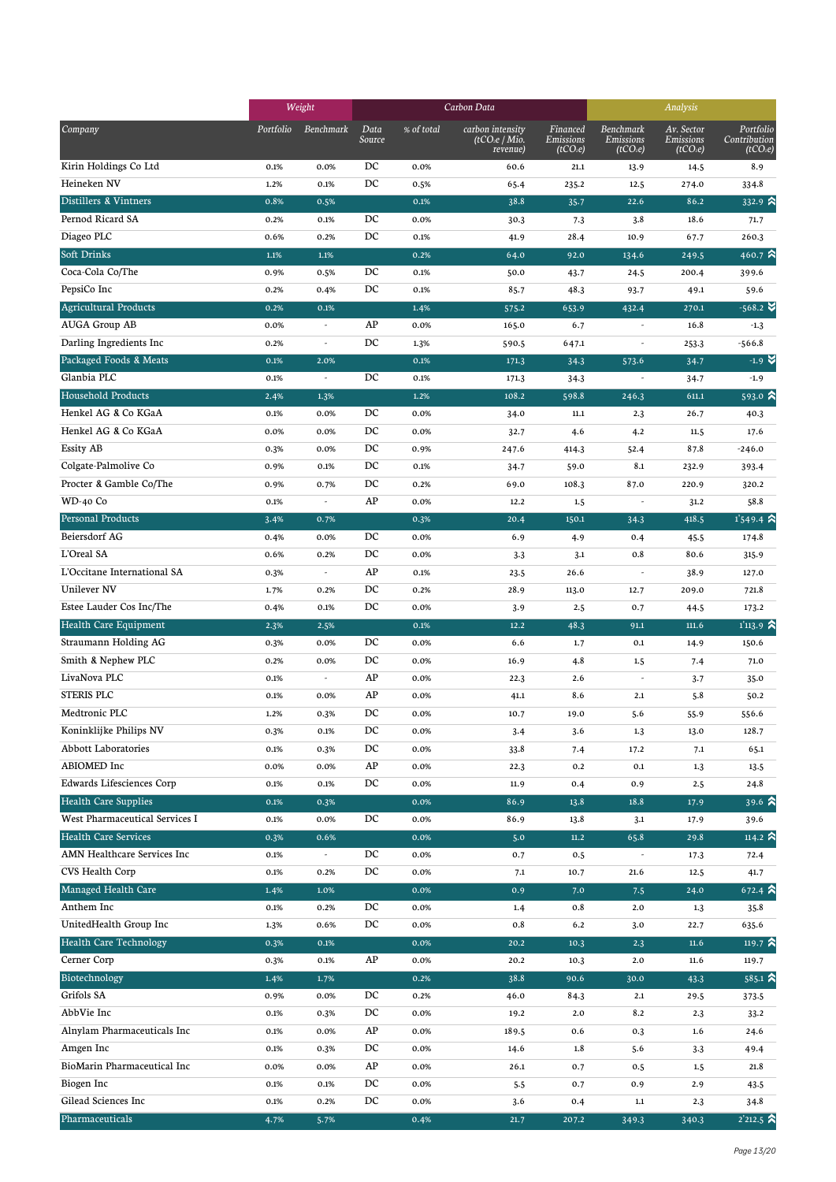| Company | Weight | | Carbon Data | | | | Analysis | | |
|---|---|---|---|---|---|---|---|---|---|
| | Portfolio | Benchmark | Data Source | % of total | carbon intensity (tCO₂e / Mio. revenue) | Financed Emissions (tCO₂e) | Benchmark Emissions (tCO₂e) | Av. Sector Emissions (tCO₂e) | Portfolio Contribution (tCO₂e) |
| Kirin Holdings Co Ltd | 0.1% | 0.0% | DC | 0.0% | 60.6 | 21.1 | 13.9 | 14.5 | 8.9 |
| Heineken NV | 1.2% | 0.1% | DC | 0.5% | 65.4 | 235.2 | 12.5 | 274.0 | 334.8 |
| Distillers & Vintners | 0.8% | 0.5% | | 0.1% | 38.8 | 35.7 | 22.6 | 86.2 | 332.9 ⮝ |
| Pernod Ricard SA | 0.2% | 0.1% | DC | 0.0% | 30.3 | 7.3 | 3.8 | 18.6 | 71.7 |
| Diageo PLC | 0.6% | 0.2% | DC | 0.1% | 41.9 | 28.4 | 10.9 | 67.7 | 260.3 |
| Soft Drinks | 1.1% | 1.1% | | 0.2% | 64.0 | 92.0 | 134.6 | 249.5 | 460.7 ⮝ |
| Coca-Cola Co/The | 0.9% | 0.5% | DC | 0.1% | 50.0 | 43.7 | 24.5 | 200.4 | 399.6 |
| PepsiCo Inc | 0.2% | 0.4% | DC | 0.1% | 85.7 | 48.3 | 93.7 | 49.1 | 59.6 |
| Agricultural Products | 0.2% | 0.1% | | 1.4% | 575.2 | 653.9 | 432.4 | 270.1 | -568.2 ⮟ |
| AUGA Group AB | 0.0% | - | AP | 0.0% | 165.0 | 6.7 | - | 16.8 | -1.3 |
| Darling Ingredients Inc | 0.2% | - | DC | 1.3% | 590.5 | 647.1 | - | 253.3 | -566.8 |
| Packaged Foods & Meats | 0.1% | 2.0% | | 0.1% | 171.3 | 34.3 | 573.6 | 34.7 | -1.9 ⮟ |
| Glanbia PLC | 0.1% | - | DC | 0.1% | 171.3 | 34.3 | - | 34.7 | -1.9 |
| Household Products | 2.4% | 1.3% | | 1.2% | 108.2 | 598.8 | 246.3 | 611.1 | 593.0 ⮝ |
| Henkel AG & Co KGaA | 0.1% | 0.0% | DC | 0.0% | 34.0 | 11.1 | 2.3 | 26.7 | 40.3 |
| Henkel AG & Co KGaA | 0.0% | 0.0% | DC | 0.0% | 32.7 | 4.6 | 4.2 | 11.5 | 17.6 |
| Essity AB | 0.3% | 0.0% | DC | 0.9% | 247.6 | 414.3 | 52.4 | 87.8 | -246.0 |
| Colgate-Palmolive Co | 0.9% | 0.1% | DC | 0.1% | 34.7 | 59.0 | 8.1 | 232.9 | 393.4 |
| Procter & Gamble Co/The | 0.9% | 0.7% | DC | 0.2% | 69.0 | 108.3 | 87.0 | 220.9 | 320.2 |
| WD-40 Co | 0.1% | - | AP | 0.0% | 12.2 | 1.5 | - | 31.2 | 58.8 |
| Personal Products | 3.4% | 0.7% | | 0.3% | 20.4 | 150.1 | 34.3 | 418.5 | 1'549.4 ⮝ |
| Beiersdorf AG | 0.4% | 0.0% | DC | 0.0% | 6.9 | 4.9 | 0.4 | 45.5 | 174.8 |
| L'Oreal SA | 0.6% | 0.2% | DC | 0.0% | 3.3 | 3.1 | 0.8 | 80.6 | 315.9 |
| L'Occitane International SA | 0.3% | - | AP | 0.1% | 23.5 | 26.6 | - | 38.9 | 127.0 |
| Unilever NV | 1.7% | 0.2% | DC | 0.2% | 28.9 | 113.0 | 12.7 | 209.0 | 721.8 |
| Estee Lauder Cos Inc/The | 0.4% | 0.1% | DC | 0.0% | 3.9 | 2.5 | 0.7 | 44.5 | 173.2 |
| Health Care Equipment | 2.3% | 2.5% | | 0.1% | 12.2 | 48.3 | 91.1 | 111.6 | 1'113.9 ⮝ |
| Straumann Holding AG | 0.3% | 0.0% | DC | 0.0% | 6.6 | 1.7 | 0.1 | 14.9 | 150.6 |
| Smith & Nephew PLC | 0.2% | 0.0% | DC | 0.0% | 16.9 | 4.8 | 1.5 | 7.4 | 71.0 |
| LivaNova PLC | 0.1% | - | AP | 0.0% | 22.3 | 2.6 | - | 3.7 | 35.0 |
| STERIS PLC | 0.1% | 0.0% | AP | 0.0% | 41.1 | 8.6 | 2.1 | 5.8 | 50.2 |
| Medtronic PLC | 1.2% | 0.3% | DC | 0.0% | 10.7 | 19.0 | 5.6 | 55.9 | 556.6 |
| Koninklijke Philips NV | 0.3% | 0.1% | DC | 0.0% | 3.4 | 3.6 | 1.3 | 13.0 | 128.7 |
| Abbott Laboratories | 0.1% | 0.3% | DC | 0.0% | 33.8 | 7.4 | 17.2 | 7.1 | 65.1 |
| ABIOMED Inc | 0.0% | 0.0% | AP | 0.0% | 22.3 | 0.2 | 0.1 | 1.3 | 13.5 |
| Edwards Lifesciences Corp | 0.1% | 0.1% | DC | 0.0% | 11.9 | 0.4 | 0.9 | 2.5 | 24.8 |
| Health Care Supplies | 0.1% | 0.3% | | 0.0% | 86.9 | 13.8 | 18.8 | 17.9 | 39.6 ⮝ |
| West Pharmaceutical Services I | 0.1% | 0.0% | DC | 0.0% | 86.9 | 13.8 | 3.1 | 17.9 | 39.6 |
| Health Care Services | 0.3% | 0.6% | | 0.0% | 5.0 | 11.2 | 65.8 | 29.8 | 114.2 ⮝ |
| AMN Healthcare Services Inc | 0.1% | - | DC | 0.0% | 0.7 | 0.5 | - | 17.3 | 72.4 |
| CVS Health Corp | 0.1% | 0.2% | DC | 0.0% | 7.1 | 10.7 | 21.6 | 12.5 | 41.7 |
| Managed Health Care | 1.4% | 1.0% | | 0.0% | 0.9 | 7.0 | 7.5 | 24.0 | 672.4 ⮝ |
| Anthem Inc | 0.1% | 0.2% | DC | 0.0% | 1.4 | 0.8 | 2.0 | 1.3 | 35.8 |
| UnitedHealth Group Inc | 1.3% | 0.6% | DC | 0.0% | 0.8 | 6.2 | 3.0 | 22.7 | 635.6 |
| Health Care Technology | 0.3% | 0.1% | | 0.0% | 20.2 | 10.3 | 2.3 | 11.6 | 119.7 ⮝ |
| Cerner Corp | 0.3% | 0.1% | AP | 0.0% | 20.2 | 10.3 | 2.0 | 11.6 | 119.7 |
| Biotechnology | 1.4% | 1.7% | | 0.2% | 38.8 | 90.6 | 30.0 | 43.3 | 585.1 ⮝ |
| Grifols SA | 0.9% | 0.0% | DC | 0.2% | 46.0 | 84.3 | 2.1 | 29.5 | 373.5 |
| AbbVie Inc | 0.1% | 0.3% | DC | 0.0% | 19.2 | 2.0 | 8.2 | 2.3 | 33.2 |
| Alnylam Pharmaceuticals Inc | 0.1% | 0.0% | AP | 0.0% | 189.5 | 0.6 | 0.3 | 1.6 | 24.6 |
| Amgen Inc | 0.1% | 0.3% | DC | 0.0% | 14.6 | 1.8 | 5.6 | 3.3 | 49.4 |
| BioMarin Pharmaceutical Inc | 0.0% | 0.0% | AP | 0.0% | 26.1 | 0.7 | 0.5 | 1.5 | 21.8 |
| Biogen Inc | 0.1% | 0.1% | DC | 0.0% | 5.5 | 0.7 | 0.9 | 2.9 | 43.5 |
| Gilead Sciences Inc | 0.1% | 0.2% | DC | 0.0% | 3.6 | 0.4 | 1.1 | 2.3 | 34.8 |
| Pharmaceuticals | 4.7% | 5.7% | | 0.4% | 21.7 | 207.2 | 349.3 | 340.3 | 2'212.5 ⮝ |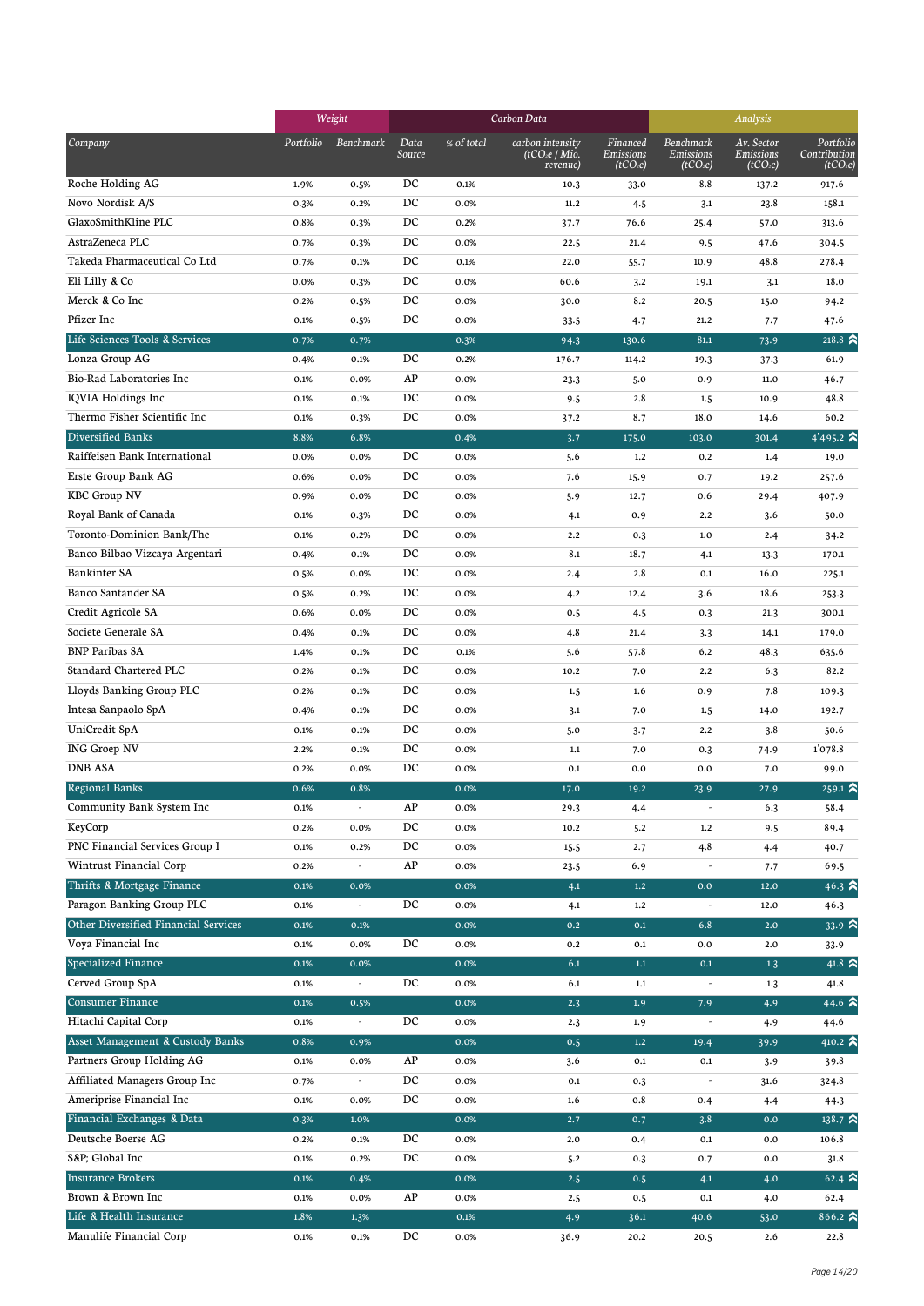| Company | Weight | | Carbon Data | | | | Analysis | | |
|---|---|---|---|---|---|---|---|---|---|
| | Portfolio | Benchmark | Data Source | % of total | carbon intensity ($tCO_2e$ / Mio. revenue) | Financed Emissions ($tCO_2e$) | Benchmark Emissions ($tCO_2e$) | Av. Sector Emissions ($tCO_2e$) | Portfolio Contribution ($tCO_2e$) |
| Roche Holding AG | 1.9% | 0.5% | DC | 0.1% | 10.3 | 33.0 | 8.8 | 137.2 | 917.6 |
| Novo Nordisk A/S | 0.3% | 0.2% | DC | 0.0% | 11.2 | 4.5 | 3.1 | 23.8 | 158.1 |
| GlaxoSmithKline PLC | 0.8% | 0.3% | DC | 0.2% | 37.7 | 76.6 | 25.4 | 57.0 | 313.6 |
| AstraZeneca PLC | 0.7% | 0.3% | DC | 0.0% | 22.5 | 21.4 | 9.5 | 47.6 | 304.5 |
| Takeda Pharmaceutical Co Ltd | 0.7% | 0.1% | DC | 0.1% | 22.0 | 55.7 | 10.9 | 48.8 | 278.4 |
| Eli Lilly & Co | 0.0% | 0.3% | DC | 0.0% | 60.6 | 3.2 | 19.1 | 3.1 | 18.0 |
| Merck & Co Inc | 0.2% | 0.5% | DC | 0.0% | 30.0 | 8.2 | 20.5 | 15.0 | 94.2 |
| Pfizer Inc | 0.1% | 0.5% | DC | 0.0% | 33.5 | 4.7 | 21.2 | 7.7 | 47.6 |
| **Life Sciences Tools & Services** | 0.7% | 0.7% | | 0.3% | 94.3 | 130.6 | 81.1 | 73.9 | 218.8 |
| Lonza Group AG | 0.4% | 0.1% | DC | 0.2% | 176.7 | 114.2 | 19.3 | 37.3 | 61.9 |
| Bio-Rad Laboratories Inc | 0.1% | 0.0% | AP | 0.0% | 23.3 | 5.0 | 0.9 | 11.0 | 46.7 |
| IQVIA Holdings Inc | 0.1% | 0.1% | DC | 0.0% | 9.5 | 2.8 | 1.5 | 10.9 | 48.8 |
| Thermo Fisher Scientific Inc | 0.1% | 0.3% | DC | 0.0% | 37.2 | 8.7 | 18.0 | 14.6 | 60.2 |
| **Diversified Banks** | 8.8% | 6.8% | | 0.4% | 3.7 | 175.0 | 103.0 | 301.4 | 4'495.2 |
| Raiffeisen Bank International | 0.0% | 0.0% | DC | 0.0% | 5.6 | 1.2 | 0.2 | 1.4 | 19.0 |
| Erste Group Bank AG | 0.6% | 0.0% | DC | 0.0% | 7.6 | 15.9 | 0.7 | 19.2 | 257.6 |
| KBC Group NV | 0.9% | 0.0% | DC | 0.0% | 5.9 | 12.7 | 0.6 | 29.4 | 407.9 |
| Royal Bank of Canada | 0.1% | 0.3% | DC | 0.0% | 4.1 | 0.9 | 2.2 | 3.6 | 50.0 |
| Toronto-Dominion Bank/The | 0.1% | 0.2% | DC | 0.0% | 2.2 | 0.3 | 1.0 | 2.4 | 34.2 |
| Banco Bilbao Vizcaya Argentari | 0.4% | 0.1% | DC | 0.0% | 8.1 | 18.7 | 4.1 | 13.3 | 170.1 |
| Bankinter SA | 0.5% | 0.0% | DC | 0.0% | 2.4 | 2.8 | 0.1 | 16.0 | 225.1 |
| Banco Santander SA | 0.5% | 0.2% | DC | 0.0% | 4.2 | 12.4 | 3.6 | 18.6 | 253.3 |
| Credit Agricole SA | 0.6% | 0.0% | DC | 0.0% | 0.5 | 4.5 | 0.3 | 21.3 | 300.1 |
| Societe Generale SA | 0.4% | 0.1% | DC | 0.0% | 4.8 | 21.4 | 3.3 | 14.1 | 179.0 |
| BNP Paribas SA | 1.4% | 0.1% | DC | 0.1% | 5.6 | 57.8 | 6.2 | 48.3 | 635.6 |
| Standard Chartered PLC | 0.2% | 0.1% | DC | 0.0% | 10.2 | 7.0 | 2.2 | 6.3 | 82.2 |
| Lloyds Banking Group PLC | 0.2% | 0.1% | DC | 0.0% | 1.5 | 1.6 | 0.9 | 7.8 | 109.3 |
| Intesa Sanpaolo SpA | 0.4% | 0.1% | DC | 0.0% | 3.1 | 7.0 | 1.5 | 14.0 | 192.7 |
| UniCredit SpA | 0.1% | 0.1% | DC | 0.0% | 5.0 | 3.7 | 2.2 | 3.8 | 50.6 |
| ING Groep NV | 2.2% | 0.1% | DC | 0.0% | 1.1 | 7.0 | 0.3 | 74.9 | 1'078.8 |
| DNB ASA | 0.2% | 0.0% | DC | 0.0% | 0.1 | 0.0 | 0.0 | 7.0 | 99.0 |
| **Regional Banks** | 0.6% | 0.8% | | 0.0% | 17.0 | 19.2 | 23.9 | 27.9 | 259.1 |
| Community Bank System Inc | 0.1% | - | AP | 0.0% | 29.3 | 4.4 | - | 6.3 | 58.4 |
| KeyCorp | 0.2% | 0.0% | DC | 0.0% | 10.2 | 5.2 | 1.2 | 9.5 | 89.4 |
| PNC Financial Services Group I | 0.1% | 0.2% | DC | 0.0% | 15.5 | 2.7 | 4.8 | 4.4 | 40.7 |
| Wintrust Financial Corp | 0.2% | - | AP | 0.0% | 23.5 | 6.9 | - | 7.7 | 69.5 |
| **Thrifts & Mortgage Finance** | 0.1% | 0.0% | | 0.0% | 4.1 | 1.2 | 0.0 | 12.0 | 46.3 |
| Paragon Banking Group PLC | 0.1% | - | DC | 0.0% | 4.1 | 1.2 | - | 12.0 | 46.3 |
| **Other Diversified Financial Services** | 0.1% | 0.1% | | 0.0% | 0.2 | 0.1 | 6.8 | 2.0 | 33.9 |
| Voya Financial Inc | 0.1% | 0.0% | DC | 0.0% | 0.2 | 0.1 | 0.0 | 2.0 | 33.9 |
| **Specialized Finance** | 0.1% | 0.0% | | 0.0% | 6.1 | 1.1 | 0.1 | 1.3 | 41.8 |
| Cerved Group SpA | 0.1% | - | DC | 0.0% | 6.1 | 1.1 | - | 1.3 | 41.8 |
| **Consumer Finance** | 0.1% | 0.5% | | 0.0% | 2.3 | 1.9 | 7.9 | 4.9 | 44.6 |
| Hitachi Capital Corp | 0.1% | - | DC | 0.0% | 2.3 | 1.9 | - | 4.9 | 44.6 |
| **Asset Management & Custody Banks** | 0.8% | 0.9% | | 0.0% | 0.5 | 1.2 | 19.4 | 39.9 | 410.2 |
| Partners Group Holding AG | 0.1% | 0.0% | AP | 0.0% | 3.6 | 0.1 | 0.1 | 3.9 | 39.8 |
| Affiliated Managers Group Inc | 0.7% | - | DC | 0.0% | 0.1 | 0.3 | - | 31.6 | 324.8 |
| Ameriprise Financial Inc | 0.1% | 0.0% | DC | 0.0% | 1.6 | 0.8 | 0.4 | 4.4 | 44.3 |
| **Financial Exchanges & Data** | 0.3% | 1.0% | | 0.0% | 2.7 | 0.7 | 3.8 | 0.0 | 138.7 |
| Deutsche Boerse AG | 0.2% | 0.1% | DC | 0.0% | 2.0 | 0.4 | 0.1 | 0.0 | 106.8 |
| S&P; Global Inc | 0.1% | 0.2% | DC | 0.0% | 5.2 | 0.3 | 0.7 | 0.0 | 31.8 |
| **Insurance Brokers** | 0.1% | 0.4% | | 0.0% | 2.5 | 0.5 | 4.1 | 4.0 | 62.4 |
| Brown & Brown Inc | 0.1% | 0.0% | AP | 0.0% | 2.5 | 0.5 | 0.1 | 4.0 | 62.4 |
| **Life & Health Insurance** | 1.8% | 1.3% | | 0.1% | 4.9 | 36.1 | 40.6 | 53.0 | 866.2 |
| Manulife Financial Corp | 0.1% | 0.1% | DC | 0.0% | 36.9 | 20.2 | 20.5 | 2.6 | 22.8 |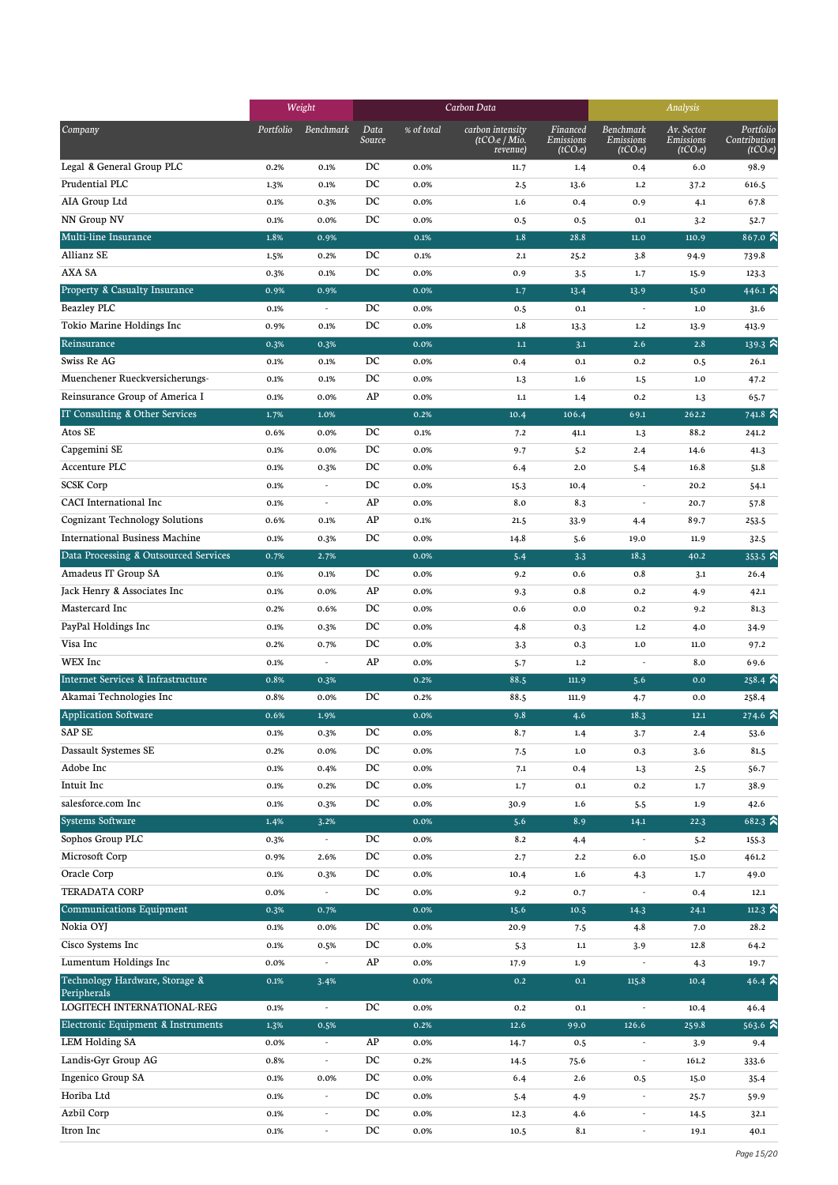| Company | Weight | | Carbon Data | | | | Analysis | | |
|---|---|---|---|---|---|---|---|---|---|
| | Portfolio | Benchmark | Data Source | % of total | carbon intensity (tCO₂e / Mio. revenue) | Financed Emissions (tCO₂e) | Benchmark Emissions (tCO₂e) | Av. Sector Emissions (tCO₂e) | Portfolio Contribution (tCO₂e) |
| Legal & General Group PLC | 0.2% | 0.1% | DC | 0.0% | 11.7 | 1.4 | 0.4 | 6.0 | 98.9 |
| Prudential PLC | 1.3% | 0.1% | DC | 0.0% | 2.5 | 13.6 | 1.2 | 37.2 | 616.5 |
| AIA Group Ltd | 0.1% | 0.3% | DC | 0.0% | 1.6 | 0.4 | 0.9 | 4.1 | 67.8 |
| NN Group NV | 0.1% | 0.0% | DC | 0.0% | 0.5 | 0.5 | 0.1 | 3.2 | 52.7 |
| **Multi-line Insurance** | 1.8% | 0.9% | | 0.1% | 1.8 | 28.8 | 11.0 | 110.9 | 867.0 |
| Allianz SE | 1.5% | 0.2% | DC | 0.1% | 2.1 | 25.2 | 3.8 | 94.9 | 739.8 |
| AXA SA | 0.3% | 0.1% | DC | 0.0% | 0.9 | 3.5 | 1.7 | 15.9 | 123.3 |
| **Property & Casualty Insurance** | 0.9% | 0.9% | | 0.0% | 1.7 | 13.4 | 13.9 | 15.0 | 446.1 |
| Beazley PLC | 0.1% | - | DC | 0.0% | 0.5 | 0.1 | - | 1.0 | 31.6 |
| Tokio Marine Holdings Inc | 0.9% | 0.1% | DC | 0.0% | 1.8 | 13.3 | 1.2 | 13.9 | 413.9 |
| **Reinsurance** | 0.3% | 0.3% | | 0.0% | 1.1 | 3.1 | 2.6 | 2.8 | 139.3 |
| Swiss Re AG | 0.1% | 0.1% | DC | 0.0% | 0.4 | 0.1 | 0.2 | 0.5 | 26.1 |
| Muenchener Rueckversicherungs- | 0.1% | 0.1% | DC | 0.0% | 1.3 | 1.6 | 1.5 | 1.0 | 47.2 |
| Reinsurance Group of America I | 0.1% | 0.0% | AP | 0.0% | 1.1 | 1.4 | 0.2 | 1.3 | 65.7 |
| **IT Consulting & Other Services** | 1.7% | 1.0% | | 0.2% | 10.4 | 106.4 | 69.1 | 262.2 | 741.8 |
| Atos SE | 0.6% | 0.0% | DC | 0.1% | 7.2 | 41.1 | 1.3 | 88.2 | 241.2 |
| Capgemini SE | 0.1% | 0.0% | DC | 0.0% | 9.7 | 5.2 | 2.4 | 14.6 | 41.3 |
| Accenture PLC | 0.1% | 0.3% | DC | 0.0% | 6.4 | 2.0 | 5.4 | 16.8 | 51.8 |
| SCSK Corp | 0.1% | - | DC | 0.0% | 15.3 | 10.4 | - | 20.2 | 54.1 |
| CACI International Inc | 0.1% | - | AP | 0.0% | 8.0 | 8.3 | - | 20.7 | 57.8 |
| Cognizant Technology Solutions | 0.6% | 0.1% | AP | 0.1% | 21.5 | 33.9 | 4.4 | 89.7 | 253.5 |
| International Business Machine | 0.1% | 0.3% | DC | 0.0% | 14.8 | 5.6 | 19.0 | 11.9 | 32.5 |
| **Data Processing & Outsourced Services** | 0.7% | 2.7% | | 0.0% | 5.4 | 3.3 | 18.3 | 40.2 | 353.5 |
| Amadeus IT Group SA | 0.1% | 0.1% | DC | 0.0% | 9.2 | 0.6 | 0.8 | 3.1 | 26.4 |
| Jack Henry & Associates Inc | 0.1% | 0.0% | AP | 0.0% | 9.3 | 0.8 | 0.2 | 4.9 | 42.1 |
| Mastercard Inc | 0.2% | 0.6% | DC | 0.0% | 0.6 | 0.0 | 0.2 | 9.2 | 81.3 |
| PayPal Holdings Inc | 0.1% | 0.3% | DC | 0.0% | 4.8 | 0.3 | 1.2 | 4.0 | 34.9 |
| Visa Inc | 0.2% | 0.7% | DC | 0.0% | 3.3 | 0.3 | 1.0 | 11.0 | 97.2 |
| WEX Inc | 0.1% | - | AP | 0.0% | 5.7 | 1.2 | - | 8.0 | 69.6 |
| **Internet Services & Infrastructure** | 0.8% | 0.3% | | 0.2% | 88.5 | 111.9 | 5.6 | 0.0 | 258.4 |
| Akamai Technologies Inc | 0.8% | 0.0% | DC | 0.2% | 88.5 | 111.9 | 4.7 | 0.0 | 258.4 |
| **Application Software** | 0.6% | 1.9% | | 0.0% | 9.8 | 4.6 | 18.3 | 12.1 | 274.6 |
| SAP SE | 0.1% | 0.3% | DC | 0.0% | 8.7 | 1.4 | 3.7 | 2.4 | 53.6 |
| Dassault Systemes SE | 0.2% | 0.0% | DC | 0.0% | 7.5 | 1.0 | 0.3 | 3.6 | 81.5 |
| Adobe Inc | 0.1% | 0.4% | DC | 0.0% | 7.1 | 0.4 | 1.3 | 2.5 | 56.7 |
| Intuit Inc | 0.1% | 0.2% | DC | 0.0% | 1.7 | 0.1 | 0.2 | 1.7 | 38.9 |
| salesforce.com Inc | 0.1% | 0.3% | DC | 0.0% | 30.9 | 1.6 | 5.5 | 1.9 | 42.6 |
| **Systems Software** | 1.4% | 3.2% | | 0.0% | 5.6 | 8.9 | 14.1 | 22.3 | 682.3 |
| Sophos Group PLC | 0.3% | - | DC | 0.0% | 8.2 | 4.4 | - | 5.2 | 155.3 |
| Microsoft Corp | 0.9% | 2.6% | DC | 0.0% | 2.7 | 2.2 | 6.0 | 15.0 | 461.2 |
| Oracle Corp | 0.1% | 0.3% | DC | 0.0% | 10.4 | 1.6 | 4.3 | 1.7 | 49.0 |
| TERADATA CORP | 0.0% | - | DC | 0.0% | 9.2 | 0.7 | - | 0.4 | 12.1 |
| **Communications Equipment** | 0.3% | 0.7% | | 0.0% | 15.6 | 10.5 | 14.3 | 24.1 | 112.3 |
| Nokia OYJ | 0.1% | 0.0% | DC | 0.0% | 20.9 | 7.5 | 4.8 | 7.0 | 28.2 |
| Cisco Systems Inc | 0.1% | 0.5% | DC | 0.0% | 5.3 | 1.1 | 3.9 | 12.8 | 64.2 |
| Lumentum Holdings Inc | 0.0% | - | AP | 0.0% | 17.9 | 1.9 | - | 4.3 | 19.7 |
| **Technology Hardware, Storage & Peripherals** | 0.1% | 3.4% | | 0.0% | 0.2 | 0.1 | 115.8 | 10.4 | 46.4 |
| LOGITECH INTERNATIONAL-REG | 0.1% | - | DC | 0.0% | 0.2 | 0.1 | - | 10.4 | 46.4 |
| **Electronic Equipment & Instruments** | 1.3% | 0.5% | | 0.2% | 12.6 | 99.0 | 126.6 | 259.8 | 563.6 |
| LEM Holding SA | 0.0% | - | AP | 0.0% | 14.7 | 0.5 | - | 3.9 | 9.4 |
| Landis+Gyr Group AG | 0.8% | - | DC | 0.2% | 14.5 | 75.6 | - | 161.2 | 333.6 |
| Ingenico Group SA | 0.1% | 0.0% | DC | 0.0% | 6.4 | 2.6 | 0.5 | 15.0 | 35.4 |
| Horiba Ltd | 0.1% | - | DC | 0.0% | 5.4 | 4.9 | - | 25.7 | 59.9 |
| Azbil Corp | 0.1% | - | DC | 0.0% | 12.3 | 4.6 | - | 14.5 | 32.1 |
| Itron Inc | 0.1% | - | DC | 0.0% | 10.5 | 8.1 | - | 19.1 | 40.1 |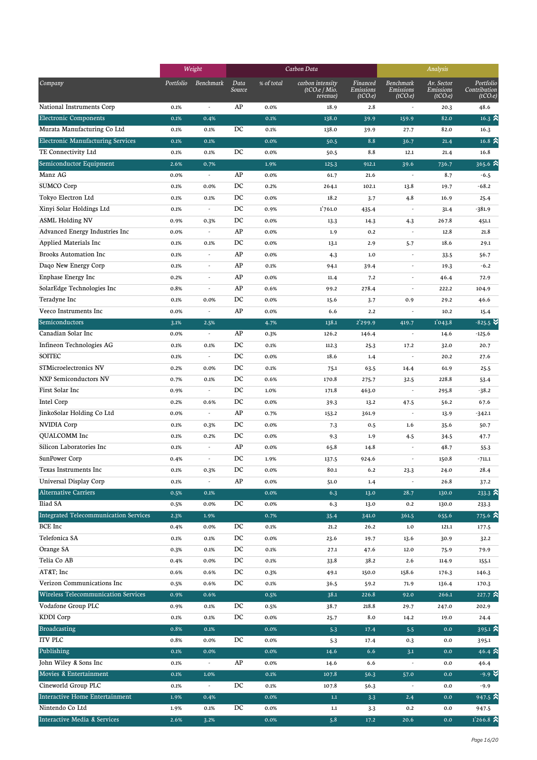| Company | Weight | | Carbon Data | | | | Analysis | | |
|---|---|---|---|---|---|---|---|---|---|
| | Portfolio | Benchmark | Data Source | % of total | carbon intensity (tCO₂e / Mio. revenue) | Financed Emissions (tCO₂e) | Benchmark Emissions (tCO₂e) | Av. Sector Emissions (tCO₂e) | Portfolio Contribution (tCO₂e) |
| National Instruments Corp | 0.1% | - | AP | 0.0% | 18.9 | 2.8 | - | 20.3 | 48.6 |
| **Electronic Components** | 0.1% | 0.4% | | 0.1% | 138.0 | 39.9 | 159.9 | 82.0 | 16.3 ⮝ |
| Murata Manufacturing Co Ltd | 0.1% | 0.1% | DC | 0.1% | 138.0 | 39.9 | 27.7 | 82.0 | 16.3 |
| **Electronic Manufacturing Services** | 0.1% | 0.1% | | 0.0% | 50.5 | 8.8 | 36.7 | 21.4 | 16.8 ⮝ |
| TE Connectivity Ltd | 0.1% | 0.1% | DC | 0.0% | 50.5 | 8.8 | 12.1 | 21.4 | 16.8 |
| **Semiconductor Equipment** | 2.6% | 0.7% | | 1.9% | 125.3 | 912.1 | 39.6 | 736.7 | 365.6 ⮝ |
| Manz AG | 0.0% | - | AP | 0.0% | 61.7 | 21.6 | - | 8.7 | -6.5 |
| SUMCO Corp | 0.1% | 0.0% | DC | 0.2% | 264.1 | 102.1 | 13.8 | 19.7 | -68.2 |
| Tokyo Electron Ltd | 0.1% | 0.1% | DC | 0.0% | 18.2 | 3.7 | 4.8 | 16.9 | 25.4 |
| Xinyi Solar Holdings Ltd | 0.1% | - | DC | 0.9% | 1'761.0 | 435.4 | - | 31.4 | -381.9 |
| ASML Holding NV | 0.9% | 0.3% | DC | 0.0% | 13.3 | 14.3 | 4.3 | 267.8 | 451.1 |
| Advanced Energy Industries Inc | 0.0% | - | AP | 0.0% | 1.9 | 0.2 | - | 12.8 | 21.8 |
| Applied Materials Inc | 0.1% | 0.1% | DC | 0.0% | 13.1 | 2.9 | 5.7 | 18.6 | 29.1 |
| Brooks Automation Inc | 0.1% | - | AP | 0.0% | 4.3 | 1.0 | - | 33.5 | 56.7 |
| Daqo New Energy Corp | 0.1% | - | AP | 0.1% | 94.1 | 39.4 | - | 19.3 | -6.2 |
| Enphase Energy Inc | 0.2% | - | AP | 0.0% | 11.4 | 7.2 | - | 46.4 | 72.9 |
| SolarEdge Technologies Inc | 0.8% | - | AP | 0.6% | 99.2 | 278.4 | - | 222.2 | 104.9 |
| Teradyne Inc | 0.1% | 0.0% | DC | 0.0% | 15.6 | 3.7 | 0.9 | 29.2 | 46.6 |
| Veeco Instruments Inc | 0.0% | - | AP | 0.0% | 6.6 | 2.2 | - | 10.2 | 15.4 |
| **Semiconductors** | 3.1% | 2.5% | | 4.7% | 138.1 | 2'299.9 | 419.7 | 1'043.8 | -825.5 ⮟ |
| Canadian Solar Inc | 0.0% | - | AP | 0.3% | 126.2 | 146.4 | - | 14.6 | -125.6 |
| Infineon Technologies AG | 0.1% | 0.1% | DC | 0.1% | 112.3 | 25.3 | 17.2 | 32.0 | 20.7 |
| SOITEC | 0.1% | - | DC | 0.0% | 18.6 | 1.4 | - | 20.2 | 27.6 |
| STMicroelectronics NV | 0.2% | 0.0% | DC | 0.1% | 75.1 | 63.5 | 14.4 | 61.9 | 25.5 |
| NXP Semiconductors NV | 0.7% | 0.1% | DC | 0.6% | 170.8 | 275.7 | 32.5 | 228.8 | 53.4 |
| First Solar Inc | 0.9% | - | DC | 1.0% | 171.8 | 463.0 | - | 295.8 | -38.2 |
| Intel Corp | 0.2% | 0.6% | DC | 0.0% | 39.3 | 13.2 | 47.5 | 56.2 | 67.6 |
| JinkoSolar Holding Co Ltd | 0.0% | - | AP | 0.7% | 153.2 | 361.9 | - | 13.9 | -342.1 |
| NVIDIA Corp | 0.1% | 0.3% | DC | 0.0% | 7.3 | 0.5 | 1.6 | 35.6 | 50.7 |
| QUALCOMM Inc | 0.1% | 0.2% | DC | 0.0% | 9.3 | 1.9 | 4.5 | 34.5 | 47.7 |
| Silicon Laboratories Inc | 0.1% | - | AP | 0.0% | 65.8 | 14.8 | - | 48.7 | 55.3 |
| SunPower Corp | 0.4% | - | DC | 1.9% | 137.5 | 924.6 | - | 150.8 | -711.1 |
| Texas Instruments Inc | 0.1% | 0.3% | DC | 0.0% | 80.1 | 6.2 | 23.3 | 24.0 | 28.4 |
| Universal Display Corp | 0.1% | - | AP | 0.0% | 51.0 | 1.4 | - | 26.8 | 37.2 |
| **Alternative Carriers** | 0.5% | 0.1% | | 0.0% | 6.3 | 13.0 | 28.7 | 130.0 | 233.3 ⮝ |
| Iliad SA | 0.5% | 0.0% | DC | 0.0% | 6.3 | 13.0 | 0.2 | 130.0 | 233.3 |
| **Integrated Telecommunication Services** | 2.3% | 1.9% | | 0.7% | 35.4 | 341.0 | 361.5 | 655.6 | 775.6 ⮝ |
| BCE Inc | 0.4% | 0.0% | DC | 0.1% | 21.2 | 26.2 | 1.0 | 121.1 | 177.5 |
| Telefonica SA | 0.1% | 0.1% | DC | 0.0% | 23.6 | 19.7 | 13.6 | 30.9 | 32.2 |
| Orange SA | 0.3% | 0.1% | DC | 0.1% | 27.1 | 47.6 | 12.0 | 75.9 | 79.9 |
| Telia Co AB | 0.4% | 0.0% | DC | 0.1% | 33.8 | 38.2 | 2.6 | 114.9 | 155.1 |
| AT&T; Inc | 0.6% | 0.6% | DC | 0.3% | 49.1 | 150.0 | 158.6 | 176.3 | 146.3 |
| Verizon Communications Inc | 0.5% | 0.6% | DC | 0.1% | 36.5 | 59.2 | 71.9 | 136.4 | 170.3 |
| **Wireless Telecommunication Services** | 0.9% | 0.6% | | 0.5% | 38.1 | 226.8 | 92.0 | 266.1 | 227.7 ⮝ |
| Vodafone Group PLC | 0.9% | 0.1% | DC | 0.5% | 38.7 | 218.8 | 29.7 | 247.0 | 202.9 |
| KDDI Corp | 0.1% | 0.1% | DC | 0.0% | 25.7 | 8.0 | 14.2 | 19.0 | 24.4 |
| **Broadcasting** | 0.8% | 0.1% | | 0.0% | 5.3 | 17.4 | 5.5 | 0.0 | 395.1 ⮝ |
| ITV PLC | 0.8% | 0.0% | DC | 0.0% | 5.3 | 17.4 | 0.3 | 0.0 | 395.1 |
| **Publishing** | 0.1% | 0.0% | | 0.0% | 14.6 | 6.6 | 3.1 | 0.0 | 46.4 ⮝ |
| John Wiley & Sons Inc | 0.1% | - | AP | 0.0% | 14.6 | 6.6 | - | 0.0 | 46.4 |
| **Movies & Entertainment** | 0.1% | 1.0% | | 0.1% | 107.8 | 56.3 | 57.0 | 0.0 | -9.9 ⮟ |
| Cineworld Group PLC | 0.1% | - | DC | 0.1% | 107.8 | 56.3 | - | 0.0 | -9.9 |
| **Interactive Home Entertainment** | 1.9% | 0.4% | | 0.0% | 1.1 | 3.3 | 2.4 | 0.0 | 947.5 ⮝ |
| Nintendo Co Ltd | 1.9% | 0.1% | DC | 0.0% | 1.1 | 3.3 | 0.2 | 0.0 | 947.5 |
| **Interactive Media & Services** | 2.6% | 3.2% | | 0.0% | 5.8 | 17.2 | 20.6 | 0.0 | 1'266.8 ⮝ |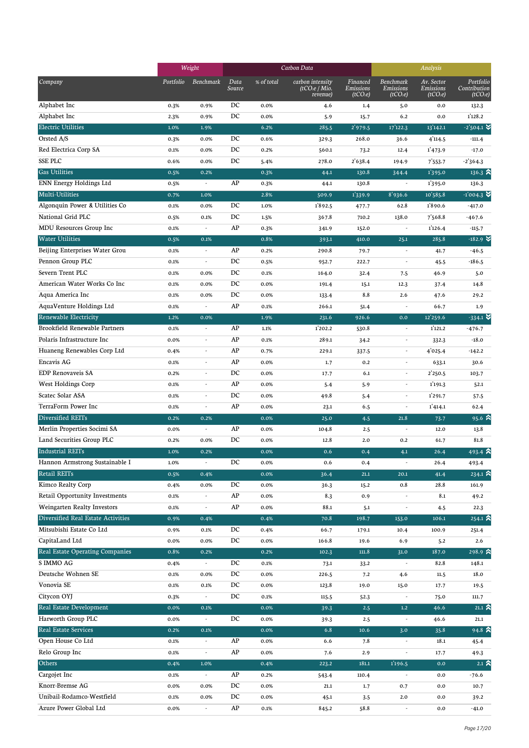| | Weight | | Carbon Data | | | | Analysis | | |
|---|---|---|---|---|---|---|---|---|---|
| Company | Portfolio | Benchmark | Data Source | % of total | carbon intensity (tCO₂e / Mio. revenue) | Financed Emissions (tCO₂e) | Benchmark Emissions (tCO₂e) | Av. Sector Emissions (tCO₂e) | Portfolio Contribution (tCO₂e) |
| Alphabet Inc | 0.3% | 0.9% | DC | 0.0% | 4.6 | 1.4 | 5.0 | 0.0 | 132.3 |
| Alphabet Inc | 2.3% | 0.9% | DC | 0.0% | 5.9 | 15.7 | 6.2 | 0.0 | 1'128.2 |
| Electric Utilities | 1.0% | 1.9% | | 6.2% | 285.5 | 2'979.5 | 17'122.3 | 13'142.1 | -2'504.1 |
| Orsted A/S | 0.3% | 0.0% | DC | 0.6% | 329.3 | 268.0 | 36.6 | 4'114.5 | -111.4 |
| Red Electrica Corp SA | 0.1% | 0.0% | DC | 0.2% | 560.1 | 73.2 | 12.4 | 1'473.9 | -17.0 |
| SSE PLC | 0.6% | 0.0% | DC | 5.4% | 278.0 | 2'638.4 | 194.9 | 7'553.7 | -2'364.3 |
| Gas Utilities | 0.5% | 0.2% | | 0.3% | 44.1 | 130.8 | 344.4 | 1'395.0 | 136.3 |
| ENN Energy Holdings Ltd | 0.5% | - | AP | 0.3% | 44.1 | 130.8 | - | 1'395.0 | 136.3 |
| Multi-Utilities | 0.7% | 1.0% | | 2.8% | 509.9 | 1'339.9 | 8'936.6 | 10'585.8 | -1'004.3 |
| Algonquin Power & Utilities Co | 0.1% | 0.0% | DC | 1.0% | 1'892.5 | 477.7 | 62.8 | 1'890.6 | -417.0 |
| National Grid PLC | 0.5% | 0.1% | DC | 1.5% | 367.8 | 710.2 | 138.0 | 7'568.8 | -467.6 |
| MDU Resources Group Inc | 0.1% | - | AP | 0.3% | 341.9 | 152.0 | - | 1'126.4 | -115.7 |
| Water Utilities | 0.5% | 0.1% | | 0.8% | 393.1 | 410.0 | 25.1 | 285.8 | -182.9 |
| Beijing Enterprises Water Grou | 0.1% | - | AP | 0.2% | 290.8 | 79.7 | - | 41.7 | -46.5 |
| Pennon Group PLC | 0.1% | - | DC | 0.5% | 952.7 | 222.7 | - | 45.5 | -186.5 |
| Severn Trent PLC | 0.1% | 0.0% | DC | 0.1% | 164.0 | 32.4 | 7.5 | 46.9 | 5.0 |
| American Water Works Co Inc | 0.1% | 0.0% | DC | 0.0% | 191.4 | 15.1 | 12.3 | 37.4 | 14.8 |
| Aqua America Inc | 0.1% | 0.0% | DC | 0.0% | 133.4 | 8.8 | 2.6 | 47.6 | 29.2 |
| AquaVenture Holdings Ltd | 0.1% | - | AP | 0.1% | 266.1 | 51.4 | - | 66.7 | 1.9 |
| Renewable Electricity | 1.2% | 0.0% | | 1.9% | 231.6 | 926.6 | 0.0 | 12'259.6 | -334.1 |
| Brookfield Renewable Partners | 0.1% | - | AP | 1.1% | 1'202.2 | 530.8 | - | 1'121.2 | -476.7 |
| Polaris Infrastructure Inc | 0.0% | - | AP | 0.1% | 289.1 | 34.2 | - | 332.3 | -18.0 |
| Huaneng Renewables Corp Ltd | 0.4% | - | AP | 0.7% | 229.1 | 337.5 | - | 4'025.4 | -142.2 |
| Encavis AG | 0.1% | - | AP | 0.0% | 1.7 | 0.2 | - | 633.1 | 30.6 |
| EDP Renovaveis SA | 0.2% | - | DC | 0.0% | 17.7 | 6.1 | - | 2'250.5 | 103.7 |
| West Holdings Corp | 0.1% | - | AP | 0.0% | 5.4 | 5.9 | - | 1'191.3 | 52.1 |
| Scatec Solar ASA | 0.1% | - | DC | 0.0% | 49.8 | 5.4 | - | 1'291.7 | 57.5 |
| TerraForm Power Inc | 0.1% | - | AP | 0.0% | 23.1 | 6.5 | - | 1'414.1 | 62.4 |
| Diversified REITs | 0.2% | 0.2% | | 0.0% | 25.0 | 4.5 | 21.8 | 73.7 | 95.6 |
| Merlin Properties Socimi SA | 0.0% | - | AP | 0.0% | 104.8 | 2.5 | - | 12.0 | 13.8 |
| Land Securities Group PLC | 0.2% | 0.0% | DC | 0.0% | 12.8 | 2.0 | 0.2 | 61.7 | 81.8 |
| Industrial REITs | 1.0% | 0.2% | | 0.0% | 0.6 | 0.4 | 4.1 | 26.4 | 493.4 |
| Hannon Armstrong Sustainable I | 1.0% | - | DC | 0.0% | 0.6 | 0.4 | - | 26.4 | 493.4 |
| Retail REITs | 0.5% | 0.4% | | 0.0% | 36.4 | 21.1 | 20.1 | 41.4 | 234.1 |
| Kimco Realty Corp | 0.4% | 0.0% | DC | 0.0% | 36.3 | 15.2 | 0.8 | 28.8 | 161.9 |
| Retail Opportunity Investments | 0.1% | - | AP | 0.0% | 8.3 | 0.9 | - | 8.1 | 49.2 |
| Weingarten Realty Investors | 0.1% | - | AP | 0.0% | 88.1 | 5.1 | - | 4.5 | 22.3 |
| Diversified Real Estate Activities | 0.9% | 0.4% | | 0.4% | 70.8 | 198.7 | 153.0 | 106.1 | 254.1 |
| Mitsubishi Estate Co Ltd | 0.9% | 0.1% | DC | 0.4% | 66.7 | 179.1 | 10.4 | 100.9 | 251.4 |
| CapitaLand Ltd | 0.0% | 0.0% | DC | 0.0% | 166.8 | 19.6 | 6.9 | 5.2 | 2.6 |
| Real Estate Operating Companies | 0.8% | 0.2% | | 0.2% | 102.3 | 111.8 | 31.0 | 187.0 | 298.9 |
| S IMMO AG | 0.4% | - | DC | 0.1% | 73.1 | 33.2 | - | 82.8 | 148.1 |
| Deutsche Wohnen SE | 0.1% | 0.0% | DC | 0.0% | 226.5 | 7.2 | 4.6 | 11.5 | 18.0 |
| Vonovia SE | 0.1% | 0.1% | DC | 0.0% | 123.8 | 19.0 | 15.0 | 17.7 | 19.5 |
| Citycon OYJ | 0.3% | - | DC | 0.1% | 115.5 | 52.3 | - | 75.0 | 111.7 |
| Real Estate Development | 0.0% | 0.1% | | 0.0% | 39.3 | 2.5 | 1.2 | 46.6 | 21.1 |
| Harworth Group PLC | 0.0% | - | DC | 0.0% | 39.3 | 2.5 | - | 46.6 | 21.1 |
| Real Estate Services | 0.2% | 0.1% | | 0.0% | 6.8 | 10.6 | 3.0 | 35.8 | 94.8 |
| Open House Co Ltd | 0.1% | - | AP | 0.0% | 6.6 | 7.8 | - | 18.1 | 45.4 |
| Relo Group Inc | 0.1% | - | AP | 0.0% | 7.6 | 2.9 | - | 17.7 | 49.3 |
| Others | 0.4% | 1.0% | | 0.4% | 223.2 | 181.1 | 1'196.5 | 0.0 | 2.1 |
| Cargojet Inc | 0.1% | - | AP | 0.2% | 543.4 | 110.4 | - | 0.0 | -76.6 |
| Knorr-Bremse AG | 0.0% | 0.0% | DC | 0.0% | 21.1 | 1.7 | 0.7 | 0.0 | 10.7 |
| Unibail-Rodamco-Westfield | 0.1% | 0.0% | DC | 0.0% | 45.1 | 3.5 | 2.0 | 0.0 | 39.2 |
| Azure Power Global Ltd | 0.0% | - | AP | 0.1% | 845.2 | 58.8 | - | 0.0 | -41.0 |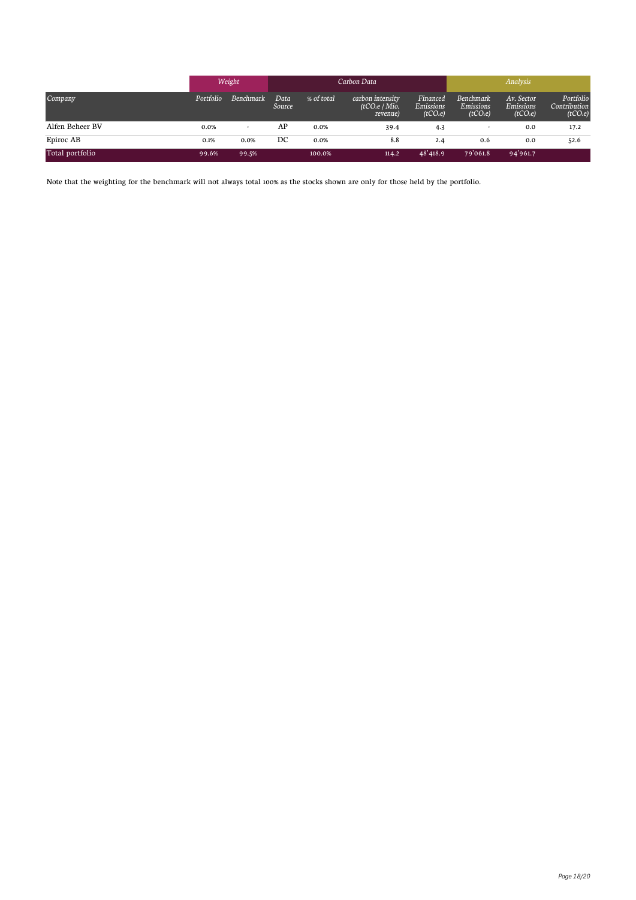| | Weight | | Carbon Data | | | | Analysis | | |
|---|---|---|---|---|---|---|---|---|---|
| Company | Portfolio | Benchmark | Data Source | % of total | carbon intensity ($tCO_2e$ / Mio. revenue) | Financed Emissions ($tCO_2e$) | Benchmark Emissions ($tCO_2e$) | Av. Sector Emissions ($tCO_2e$) | Portfolio Contribution ($tCO_2e$) |
| Alfen Beheer BV | 0.0% | - | AP | 0.0% | 39.4 | 4.3 | - | 0.0 | 17.2 |
| Epiroc AB | 0.1% | 0.0% | DC | 0.0% | 8.8 | 2.4 | 0.6 | 0.0 | 52.6 |
| Total portfolio | 99.6% | 99.5% | | 100.0% | 114.2 | 48'418.9 | 79'061.8 | 94'961.7 | |

Note that the weighting for the benchmark will not always total 100% as the stocks shown are only for those held by the portfolio.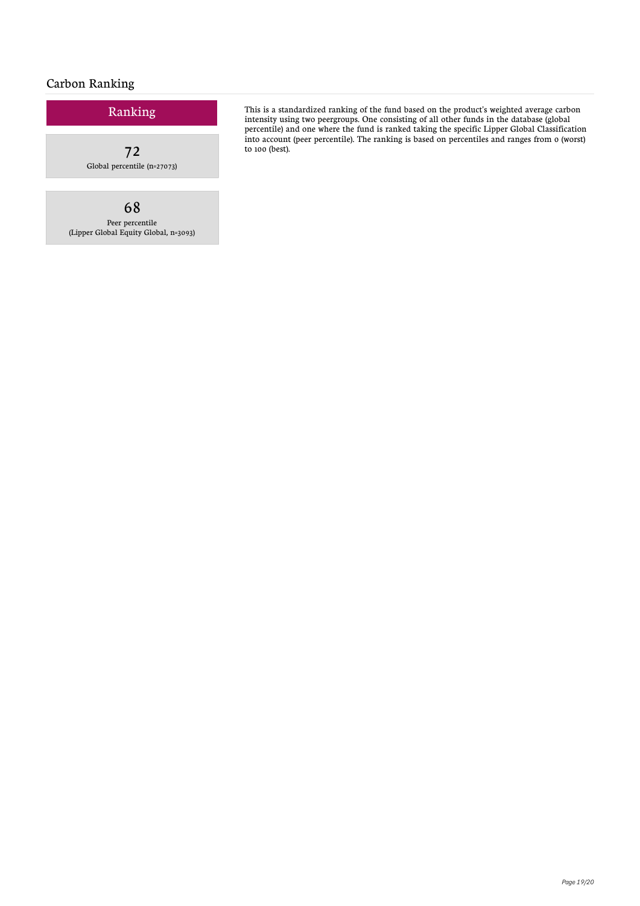## Carbon Ranking

### Ranking

**72**
Global percentile (n=27073)

**68**
Peer percentile
(Lipper Global Equity Global, n=3093)

This is a standardized ranking of the fund based on the product's weighted average carbon intensity using two peergroups. One consisting of all other funds in the database (global percentile) and one where the fund is ranked taking the specific Lipper Global Classification into account (peer percentile). The ranking is based on percentiles and ranges from 0 (worst) to 100 (best).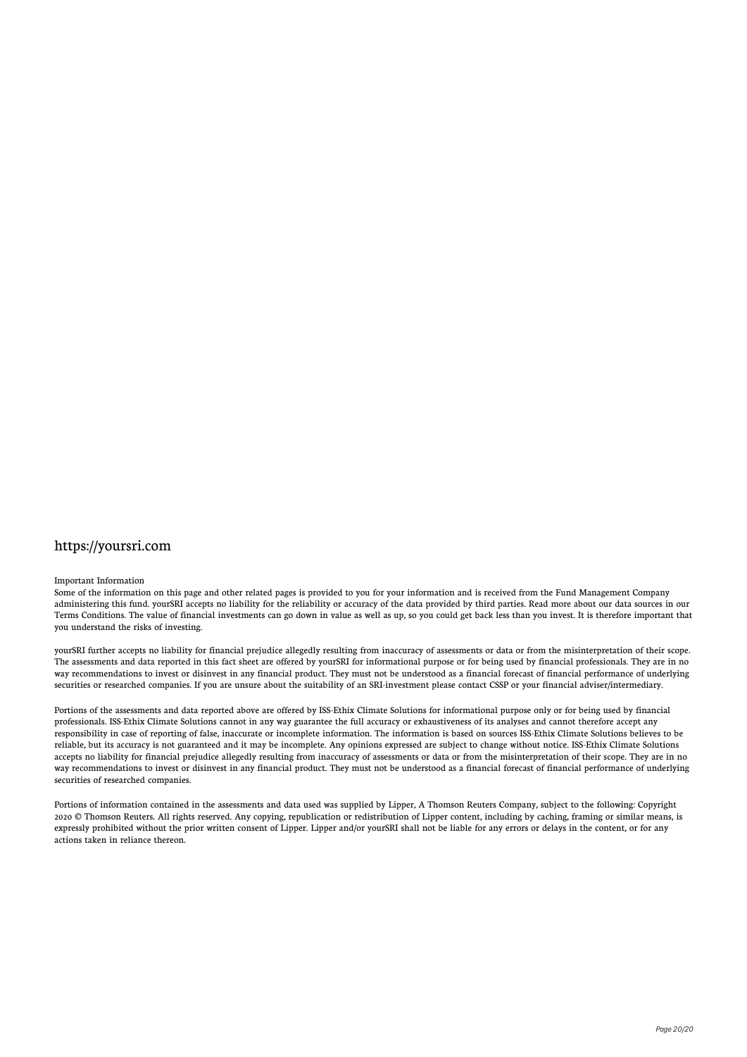https://yoursri.com

Important Information
Some of the information on this page and other related pages is provided to you for your information and is received from the Fund Management Company administering this fund. yourSRI accepts no liability for the reliability or accuracy of the data provided by third parties. Read more about our data sources in our Terms Conditions. The value of financial investments can go down in value as well as up, so you could get back less than you invest. It is therefore important that you understand the risks of investing.

yourSRI further accepts no liability for financial prejudice allegedly resulting from inaccuracy of assessments or data or from the misinterpretation of their scope. The assessments and data reported in this fact sheet are offered by yourSRI for informational purpose or for being used by financial professionals. They are in no way recommendations to invest or disinvest in any financial product. They must not be understood as a financial forecast of financial performance of underlying securities or researched companies. If you are unsure about the suitability of an SRI-investment please contact CSSP or your financial adviser/intermediary.

Portions of the assessments and data reported above are offered by ISS-Ethix Climate Solutions for informational purpose only or for being used by financial professionals. ISS-Ethix Climate Solutions cannot in any way guarantee the full accuracy or exhaustiveness of its analyses and cannot therefore accept any responsibility in case of reporting of false, inaccurate or incomplete information. The information is based on sources ISS-Ethix Climate Solutions believes to be reliable, but its accuracy is not guaranteed and it may be incomplete. Any opinions expressed are subject to change without notice. ISS-Ethix Climate Solutions accepts no liability for financial prejudice allegedly resulting from inaccuracy of assessments or data or from the misinterpretation of their scope. They are in no way recommendations to invest or disinvest in any financial product. They must not be understood as a financial forecast of financial performance of underlying securities of researched companies.

Portions of information contained in the assessments and data used was supplied by Lipper, A Thomson Reuters Company, subject to the following: Copyright 2020 © Thomson Reuters. All rights reserved. Any copying, republication or redistribution of Lipper content, including by caching, framing or similar means, is expressly prohibited without the prior written consent of Lipper. Lipper and/or yourSRI shall not be liable for any errors or delays in the content, or for any actions taken in reliance thereon.